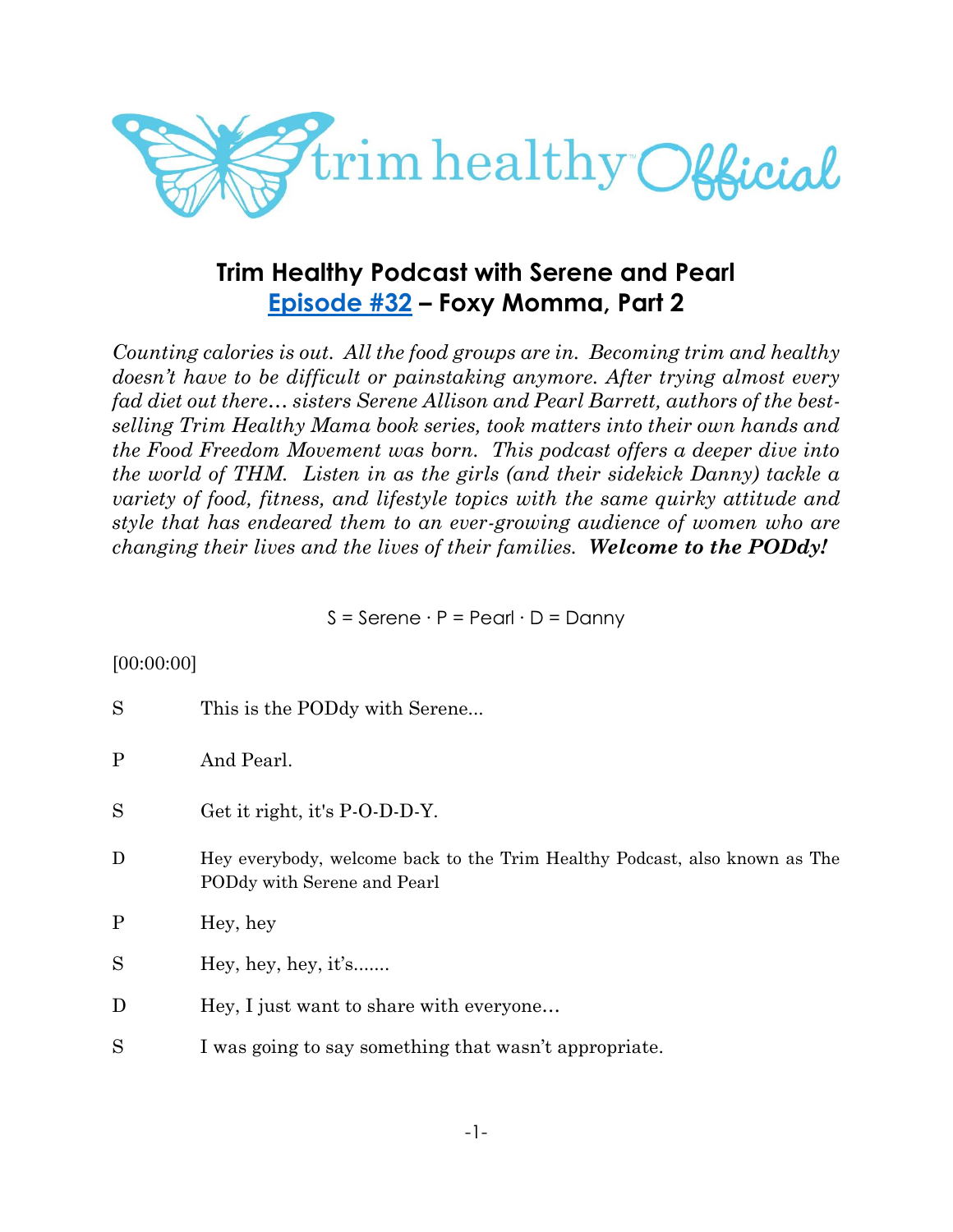## Trim Healthy Podcast with Serene and Pearl
## [Episode #32](#) – Foxy Momma, Part 2

*Counting calories is out. All the food groups are in. Becoming trim and healthy doesn't have to be difficult or painstaking anymore. After trying almost every fad diet out there… sisters Serene Allison and Pearl Barrett, authors of the best-selling Trim Healthy Mama book series, took matters into their own hands and the Food Freedom Movement was born. This podcast offers a deeper dive into the world of THM. Listen in as the girls (and their sidekick Danny) tackle a variety of food, fitness, and lifestyle topics with the same quirky attitude and style that has endeared them to an ever-growing audience of women who are changing their lives and the lives of their families.* ***Welcome to the PODdy!***

S = Serene · P = Pearl · D = Danny

[00:00:00]

S This is the PODdy with Serene...

P And Pearl.

S Get it right, it's P-O-D-D-Y.

D Hey everybody, welcome back to the Trim Healthy Podcast, also known as The PODdy with Serene and Pearl

P Hey, hey

S Hey, hey, hey, it's.......

D Hey, I just want to share with everyone…

S I was going to say something that wasn't appropriate.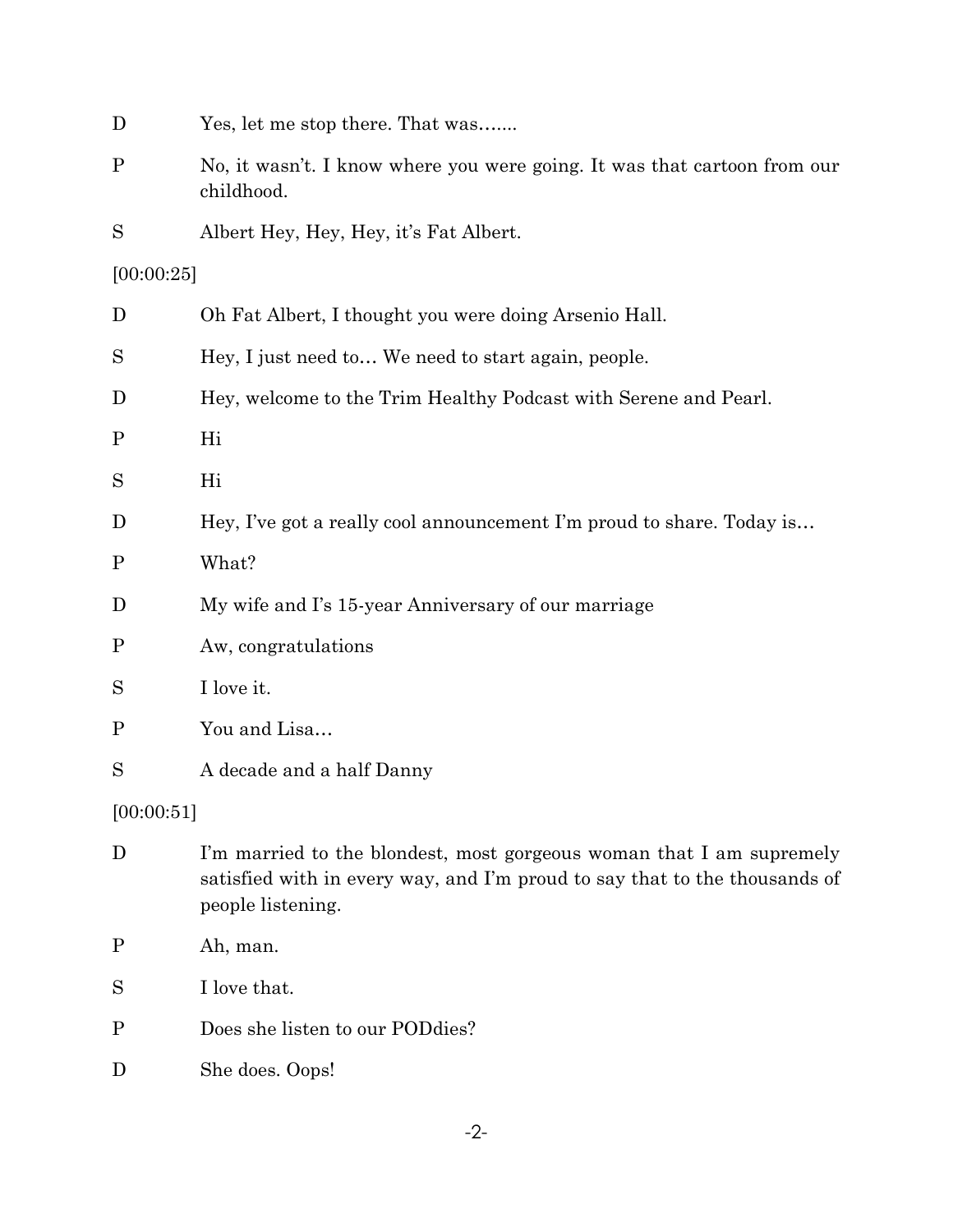D Yes, let me stop there. That was…....

P No, it wasn't. I know where you were going. It was that cartoon from our childhood.

S Albert Hey, Hey, Hey, it's Fat Albert.

[00:00:25]

D Oh Fat Albert, I thought you were doing Arsenio Hall.

S Hey, I just need to… We need to start again, people.

D Hey, welcome to the Trim Healthy Podcast with Serene and Pearl.

P Hi

S Hi

D Hey, I've got a really cool announcement I'm proud to share. Today is…

P What?

D My wife and I's 15-year Anniversary of our marriage

P Aw, congratulations

S I love it.

P You and Lisa…

S A decade and a half Danny

[00:00:51]

D I'm married to the blondest, most gorgeous woman that I am supremely satisfied with in every way, and I'm proud to say that to the thousands of people listening.

P Ah, man.

S I love that.

P Does she listen to our PODdies?

D She does. Oops!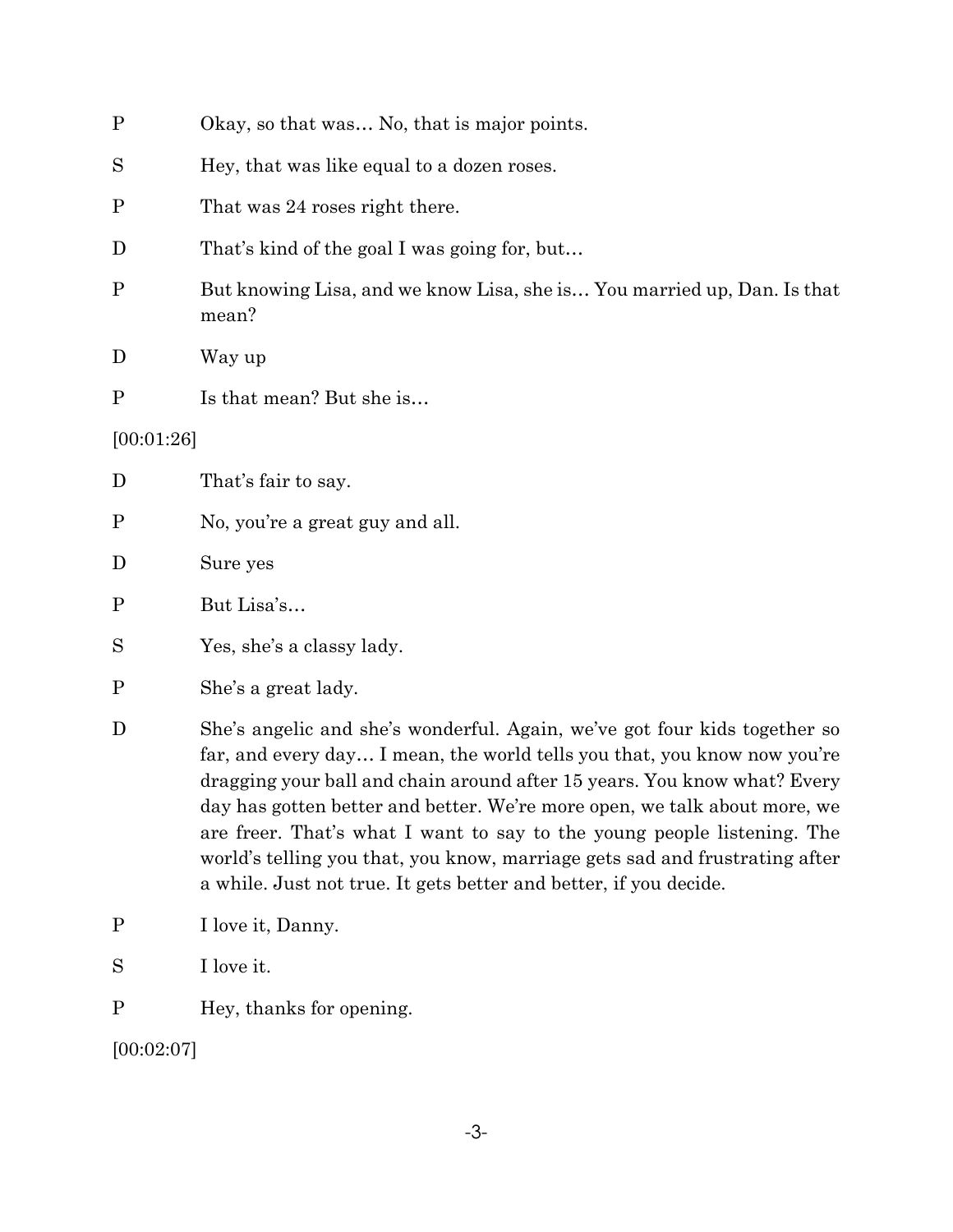P Okay, so that was… No, that is major points.

S Hey, that was like equal to a dozen roses.

P That was 24 roses right there.

D That's kind of the goal I was going for, but…

P But knowing Lisa, and we know Lisa, she is… You married up, Dan. Is that mean?

D Way up

P Is that mean? But she is…

[00:01:26]

D That's fair to say.

P No, you're a great guy and all.

D Sure yes

P But Lisa's…

S Yes, she's a classy lady.

P She's a great lady.

D She's angelic and she's wonderful. Again, we've got four kids together so far, and every day… I mean, the world tells you that, you know now you're dragging your ball and chain around after 15 years. You know what? Every day has gotten better and better. We're more open, we talk about more, we are freer. That's what I want to say to the young people listening. The world's telling you that, you know, marriage gets sad and frustrating after a while. Just not true. It gets better and better, if you decide.

P I love it, Danny.

S I love it.

P Hey, thanks for opening.

[00:02:07]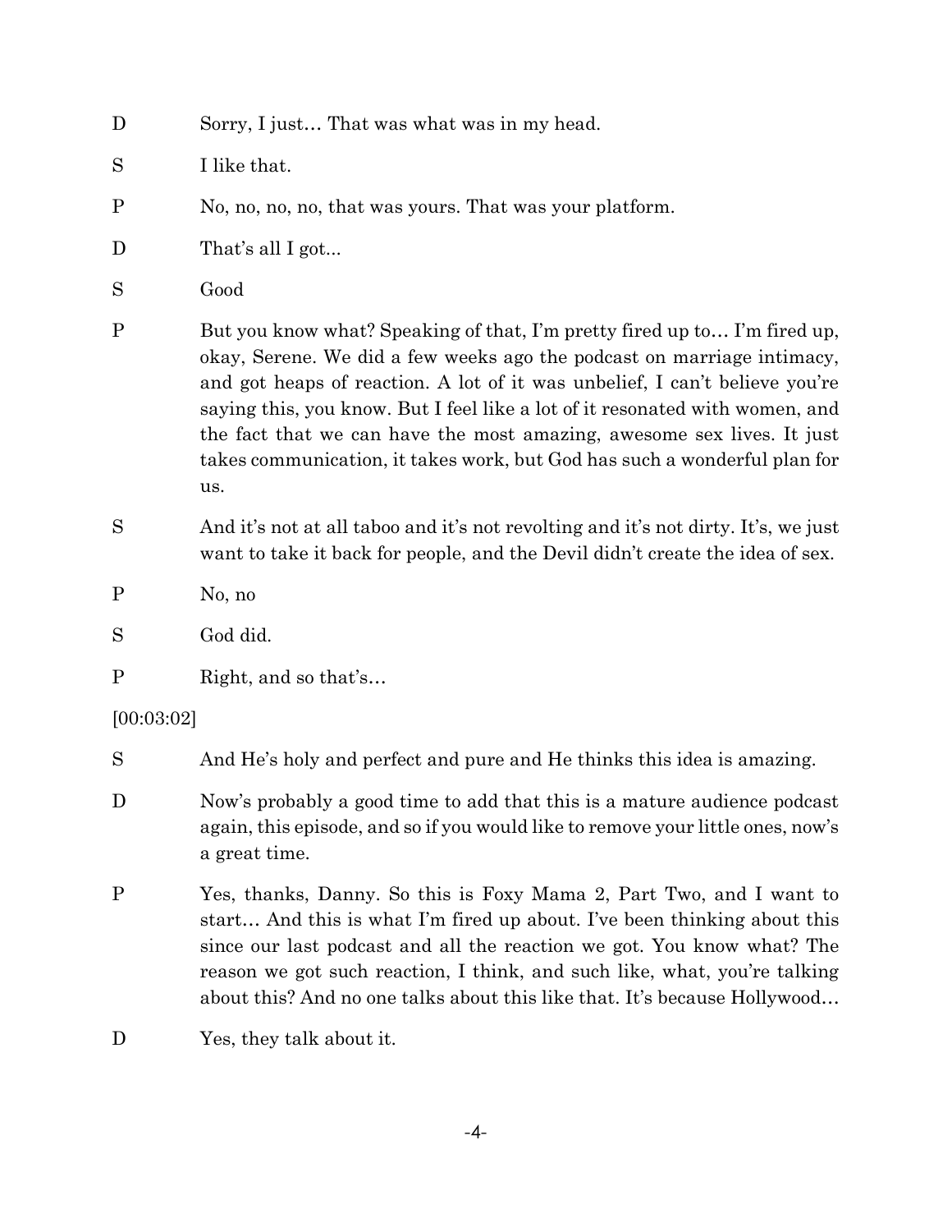D Sorry, I just… That was what was in my head.

S I like that.

P No, no, no, no, that was yours. That was your platform.

D That's all I got...

S Good

P But you know what? Speaking of that, I'm pretty fired up to… I'm fired up, okay, Serene. We did a few weeks ago the podcast on marriage intimacy, and got heaps of reaction. A lot of it was unbelief, I can't believe you're saying this, you know. But I feel like a lot of it resonated with women, and the fact that we can have the most amazing, awesome sex lives. It just takes communication, it takes work, but God has such a wonderful plan for us.

S And it's not at all taboo and it's not revolting and it's not dirty. It's, we just want to take it back for people, and the Devil didn't create the idea of sex.

P No, no

S God did.

P Right, and so that's…

[00:03:02]

S And He's holy and perfect and pure and He thinks this idea is amazing.

D Now's probably a good time to add that this is a mature audience podcast again, this episode, and so if you would like to remove your little ones, now's a great time.

P Yes, thanks, Danny. So this is Foxy Mama 2, Part Two, and I want to start… And this is what I'm fired up about. I've been thinking about this since our last podcast and all the reaction we got. You know what? The reason we got such reaction, I think, and such like, what, you're talking about this? And no one talks about this like that. It's because Hollywood…

D Yes, they talk about it.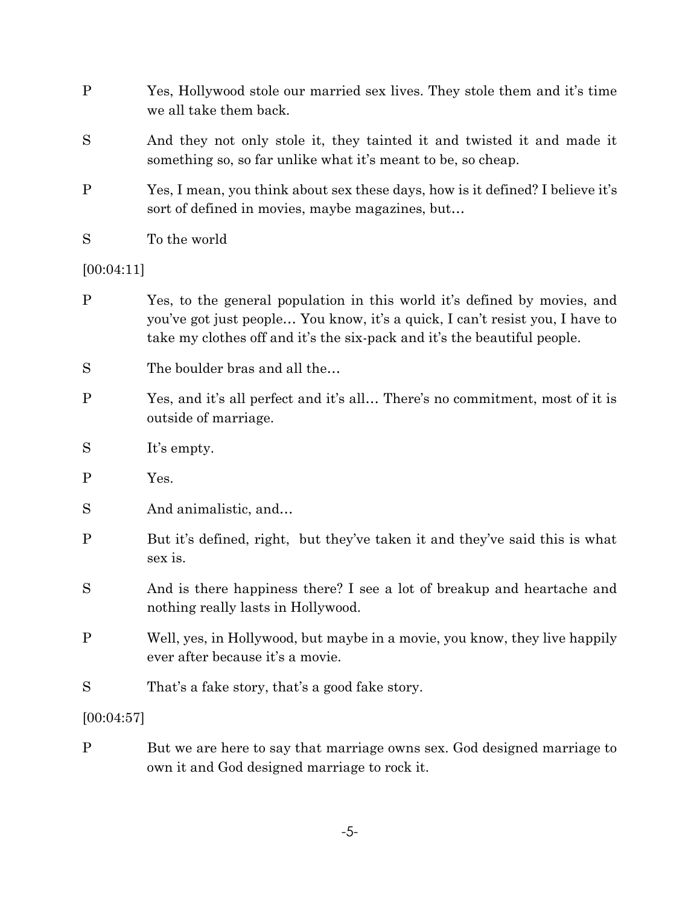P Yes, Hollywood stole our married sex lives. They stole them and it's time we all take them back.

S And they not only stole it, they tainted it and twisted it and made it something so, so far unlike what it's meant to be, so cheap.

P Yes, I mean, you think about sex these days, how is it defined? I believe it's sort of defined in movies, maybe magazines, but…

S To the world

[00:04:11]

P Yes, to the general population in this world it's defined by movies, and you've got just people… You know, it's a quick, I can't resist you, I have to take my clothes off and it's the six-pack and it's the beautiful people.

S The boulder bras and all the…

P Yes, and it's all perfect and it's all… There's no commitment, most of it is outside of marriage.

S It's empty.

P Yes.

S And animalistic, and…

P But it's defined, right, but they've taken it and they've said this is what sex is.

S And is there happiness there? I see a lot of breakup and heartache and nothing really lasts in Hollywood.

P Well, yes, in Hollywood, but maybe in a movie, you know, they live happily ever after because it's a movie.

S That's a fake story, that's a good fake story.

[00:04:57]

P But we are here to say that marriage owns sex. God designed marriage to own it and God designed marriage to rock it.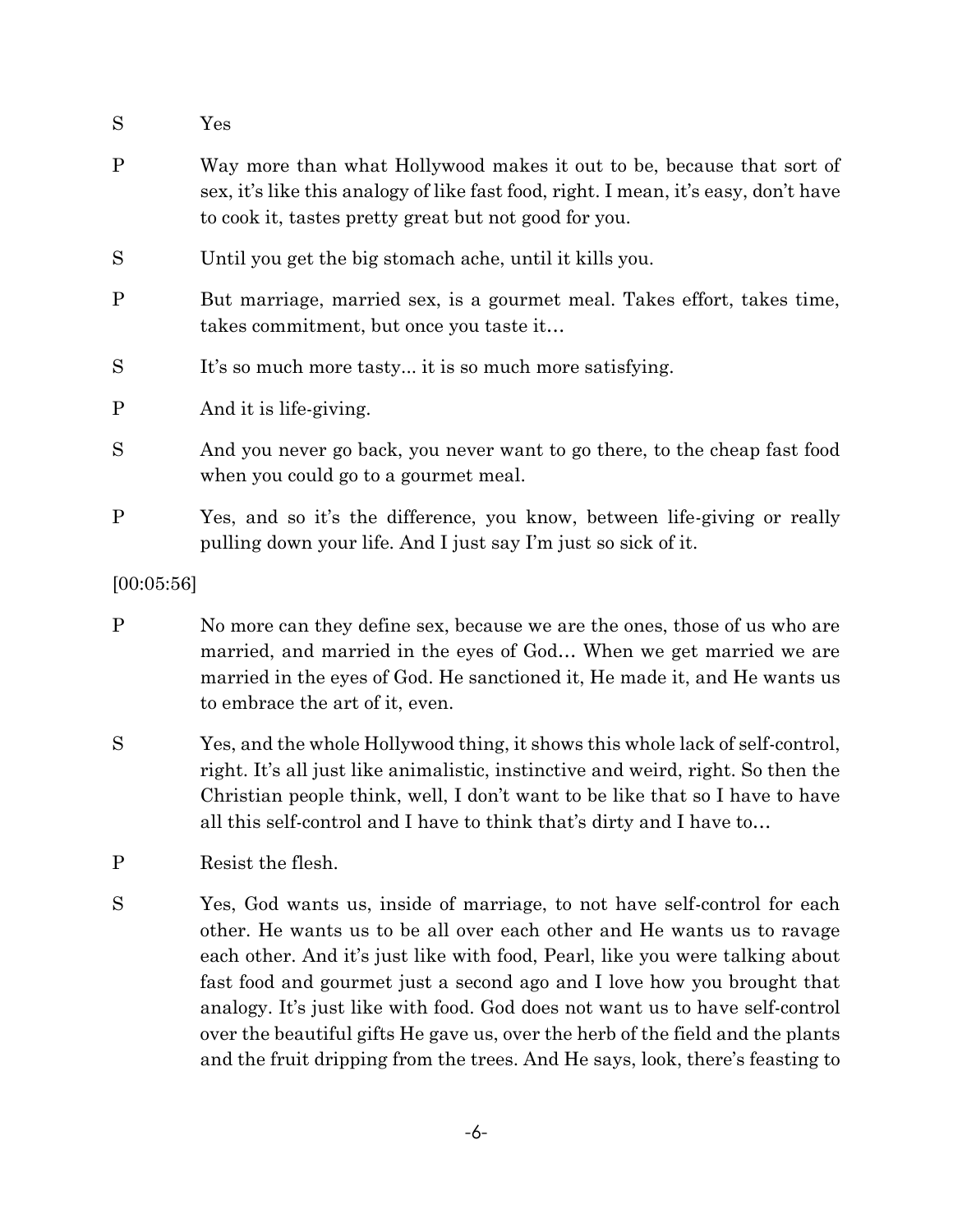S Yes

P Way more than what Hollywood makes it out to be, because that sort of sex, it's like this analogy of like fast food, right. I mean, it's easy, don't have to cook it, tastes pretty great but not good for you.

S Until you get the big stomach ache, until it kills you.

P But marriage, married sex, is a gourmet meal. Takes effort, takes time, takes commitment, but once you taste it…

S It's so much more tasty... it is so much more satisfying.

P And it is life-giving.

S And you never go back, you never want to go there, to the cheap fast food when you could go to a gourmet meal.

P Yes, and so it's the difference, you know, between life-giving or really pulling down your life. And I just say I'm just so sick of it.

[00:05:56]

P No more can they define sex, because we are the ones, those of us who are married, and married in the eyes of God… When we get married we are married in the eyes of God. He sanctioned it, He made it, and He wants us to embrace the art of it, even.

S Yes, and the whole Hollywood thing, it shows this whole lack of self-control, right. It's all just like animalistic, instinctive and weird, right. So then the Christian people think, well, I don't want to be like that so I have to have all this self-control and I have to think that's dirty and I have to…

P Resist the flesh.

S Yes, God wants us, inside of marriage, to not have self-control for each other. He wants us to be all over each other and He wants us to ravage each other. And it's just like with food, Pearl, like you were talking about fast food and gourmet just a second ago and I love how you brought that analogy. It's just like with food. God does not want us to have self-control over the beautiful gifts He gave us, over the herb of the field and the plants and the fruit dripping from the trees. And He says, look, there's feasting to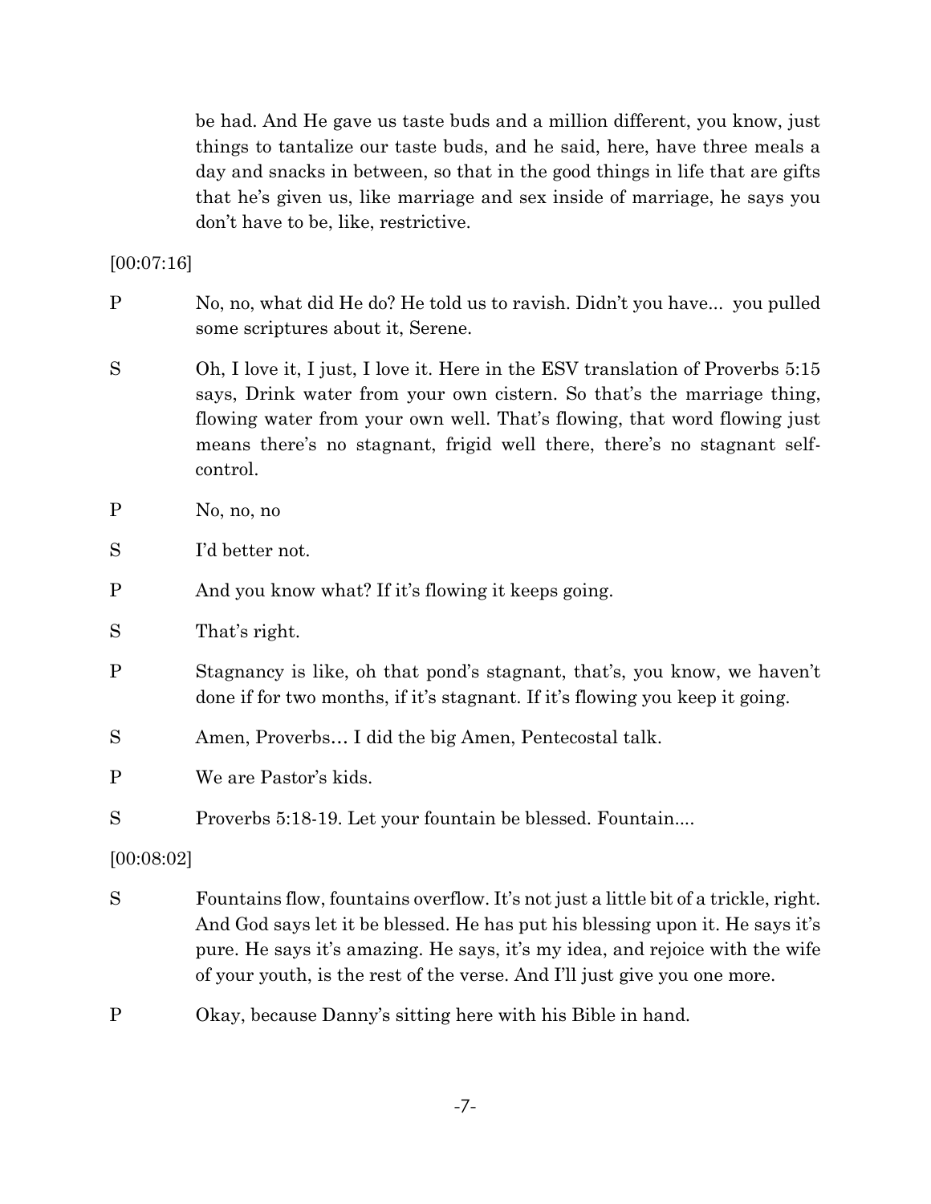be had. And He gave us taste buds and a million different, you know, just things to tantalize our taste buds, and he said, here, have three meals a day and snacks in between, so that in the good things in life that are gifts that he's given us, like marriage and sex inside of marriage, he says you don't have to be, like, restrictive.

[00:07:16]

P No, no, what did He do? He told us to ravish. Didn't you have... you pulled some scriptures about it, Serene.

S Oh, I love it, I just, I love it. Here in the ESV translation of Proverbs 5:15 says, Drink water from your own cistern. So that's the marriage thing, flowing water from your own well. That's flowing, that word flowing just means there's no stagnant, frigid well there, there's no stagnant self-control.

P No, no, no

S I'd better not.

P And you know what? If it's flowing it keeps going.

S That's right.

P Stagnancy is like, oh that pond's stagnant, that's, you know, we haven't done if for two months, if it's stagnant. If it's flowing you keep it going.

S Amen, Proverbs… I did the big Amen, Pentecostal talk.

P We are Pastor's kids.

S Proverbs 5:18-19. Let your fountain be blessed. Fountain....

[00:08:02]

S Fountains flow, fountains overflow. It's not just a little bit of a trickle, right. And God says let it be blessed. He has put his blessing upon it. He says it's pure. He says it's amazing. He says, it's my idea, and rejoice with the wife of your youth, is the rest of the verse. And I'll just give you one more.

P Okay, because Danny's sitting here with his Bible in hand.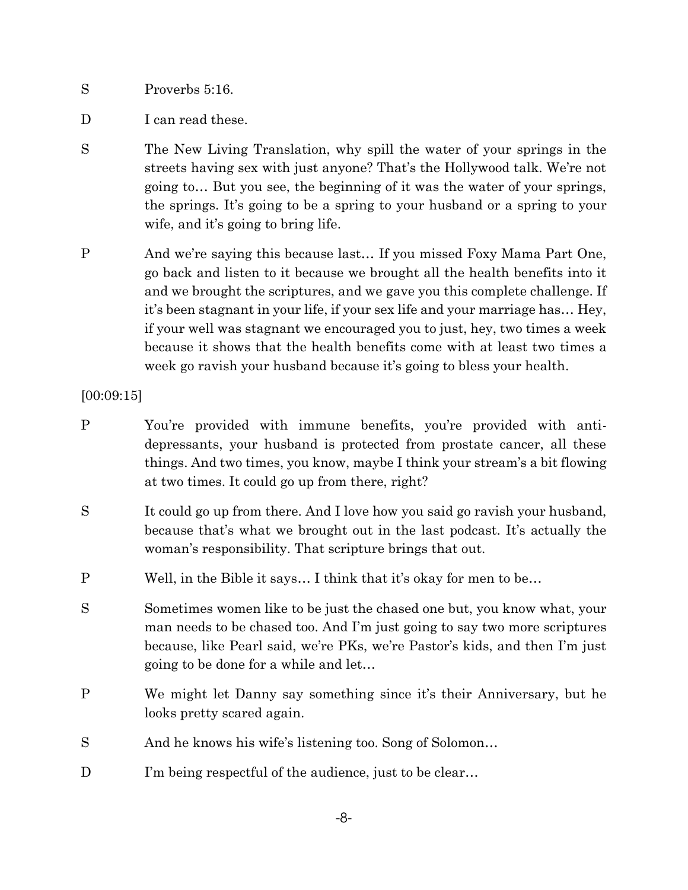S Proverbs 5:16.

D I can read these.

S The New Living Translation, why spill the water of your springs in the streets having sex with just anyone? That's the Hollywood talk. We're not going to… But you see, the beginning of it was the water of your springs, the springs. It's going to be a spring to your husband or a spring to your wife, and it's going to bring life.

P And we're saying this because last… If you missed Foxy Mama Part One, go back and listen to it because we brought all the health benefits into it and we brought the scriptures, and we gave you this complete challenge. If it's been stagnant in your life, if your sex life and your marriage has… Hey, if your well was stagnant we encouraged you to just, hey, two times a week because it shows that the health benefits come with at least two times a week go ravish your husband because it's going to bless your health.

[00:09:15]

P You're provided with immune benefits, you're provided with anti-depressants, your husband is protected from prostate cancer, all these things. And two times, you know, maybe I think your stream's a bit flowing at two times. It could go up from there, right?

S It could go up from there. And I love how you said go ravish your husband, because that's what we brought out in the last podcast. It's actually the woman's responsibility. That scripture brings that out.

P Well, in the Bible it says… I think that it's okay for men to be…

S Sometimes women like to be just the chased one but, you know what, your man needs to be chased too. And I'm just going to say two more scriptures because, like Pearl said, we're PKs, we're Pastor's kids, and then I'm just going to be done for a while and let…

P We might let Danny say something since it's their Anniversary, but he looks pretty scared again.

S And he knows his wife's listening too. Song of Solomon…

D I'm being respectful of the audience, just to be clear…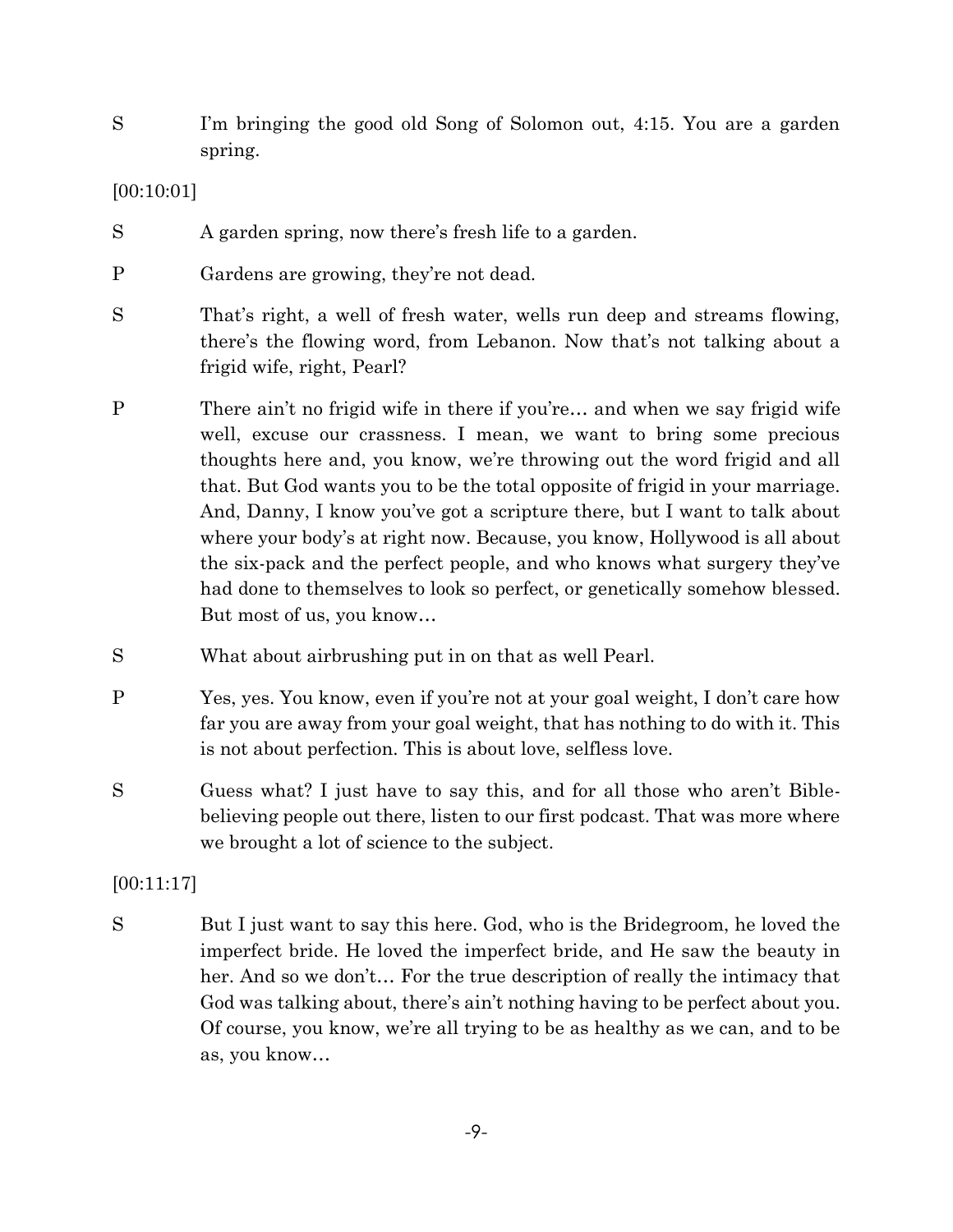S I'm bringing the good old Song of Solomon out, 4:15. You are a garden spring.

[00:10:01]

S A garden spring, now there's fresh life to a garden.

P Gardens are growing, they're not dead.

S That's right, a well of fresh water, wells run deep and streams flowing, there's the flowing word, from Lebanon. Now that's not talking about a frigid wife, right, Pearl?

P There ain't no frigid wife in there if you're… and when we say frigid wife well, excuse our crassness. I mean, we want to bring some precious thoughts here and, you know, we're throwing out the word frigid and all that. But God wants you to be the total opposite of frigid in your marriage. And, Danny, I know you've got a scripture there, but I want to talk about where your body's at right now. Because, you know, Hollywood is all about the six-pack and the perfect people, and who knows what surgery they've had done to themselves to look so perfect, or genetically somehow blessed. But most of us, you know…

S What about airbrushing put in on that as well Pearl.

P Yes, yes. You know, even if you're not at your goal weight, I don't care how far you are away from your goal weight, that has nothing to do with it. This is not about perfection. This is about love, selfless love.

S Guess what? I just have to say this, and for all those who aren't Bible-believing people out there, listen to our first podcast. That was more where we brought a lot of science to the subject.

[00:11:17]

S But I just want to say this here. God, who is the Bridegroom, he loved the imperfect bride. He loved the imperfect bride, and He saw the beauty in her. And so we don't… For the true description of really the intimacy that God was talking about, there's ain't nothing having to be perfect about you. Of course, you know, we're all trying to be as healthy as we can, and to be as, you know…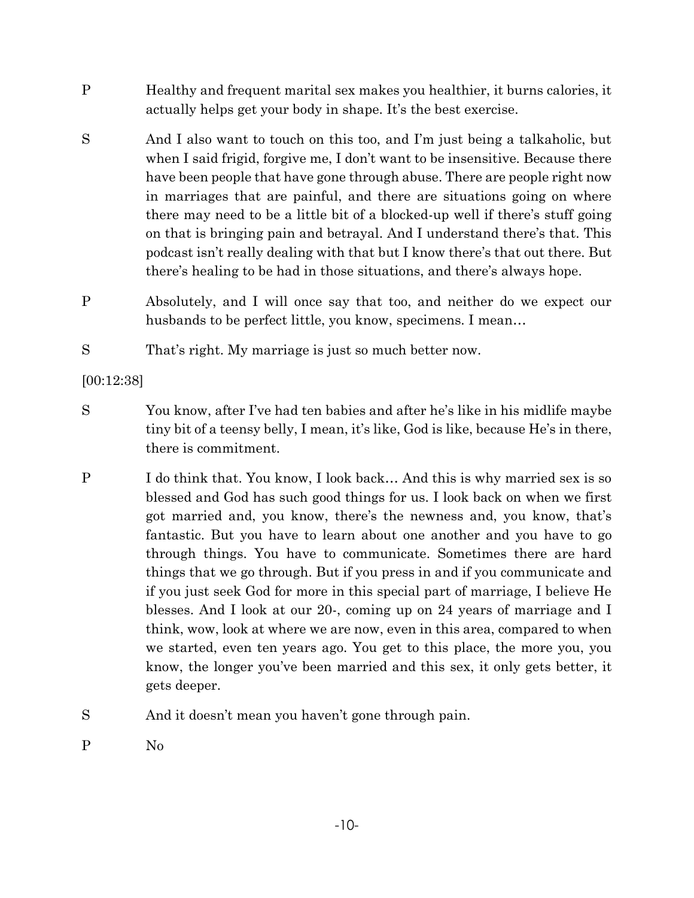P Healthy and frequent marital sex makes you healthier, it burns calories, it actually helps get your body in shape. It's the best exercise.

S And I also want to touch on this too, and I'm just being a talkaholic, but when I said frigid, forgive me, I don't want to be insensitive. Because there have been people that have gone through abuse. There are people right now in marriages that are painful, and there are situations going on where there may need to be a little bit of a blocked-up well if there's stuff going on that is bringing pain and betrayal. And I understand there's that. This podcast isn't really dealing with that but I know there's that out there. But there's healing to be had in those situations, and there's always hope.

P Absolutely, and I will once say that too, and neither do we expect our husbands to be perfect little, you know, specimens. I mean…

S That's right. My marriage is just so much better now.

[00:12:38]

S You know, after I've had ten babies and after he's like in his midlife maybe tiny bit of a teensy belly, I mean, it's like, God is like, because He's in there, there is commitment.

P I do think that. You know, I look back… And this is why married sex is so blessed and God has such good things for us. I look back on when we first got married and, you know, there's the newness and, you know, that's fantastic. But you have to learn about one another and you have to go through things. You have to communicate. Sometimes there are hard things that we go through. But if you press in and if you communicate and if you just seek God for more in this special part of marriage, I believe He blesses. And I look at our 20-, coming up on 24 years of marriage and I think, wow, look at where we are now, even in this area, compared to when we started, even ten years ago. You get to this place, the more you, you know, the longer you've been married and this sex, it only gets better, it gets deeper.

S And it doesn't mean you haven't gone through pain.

P No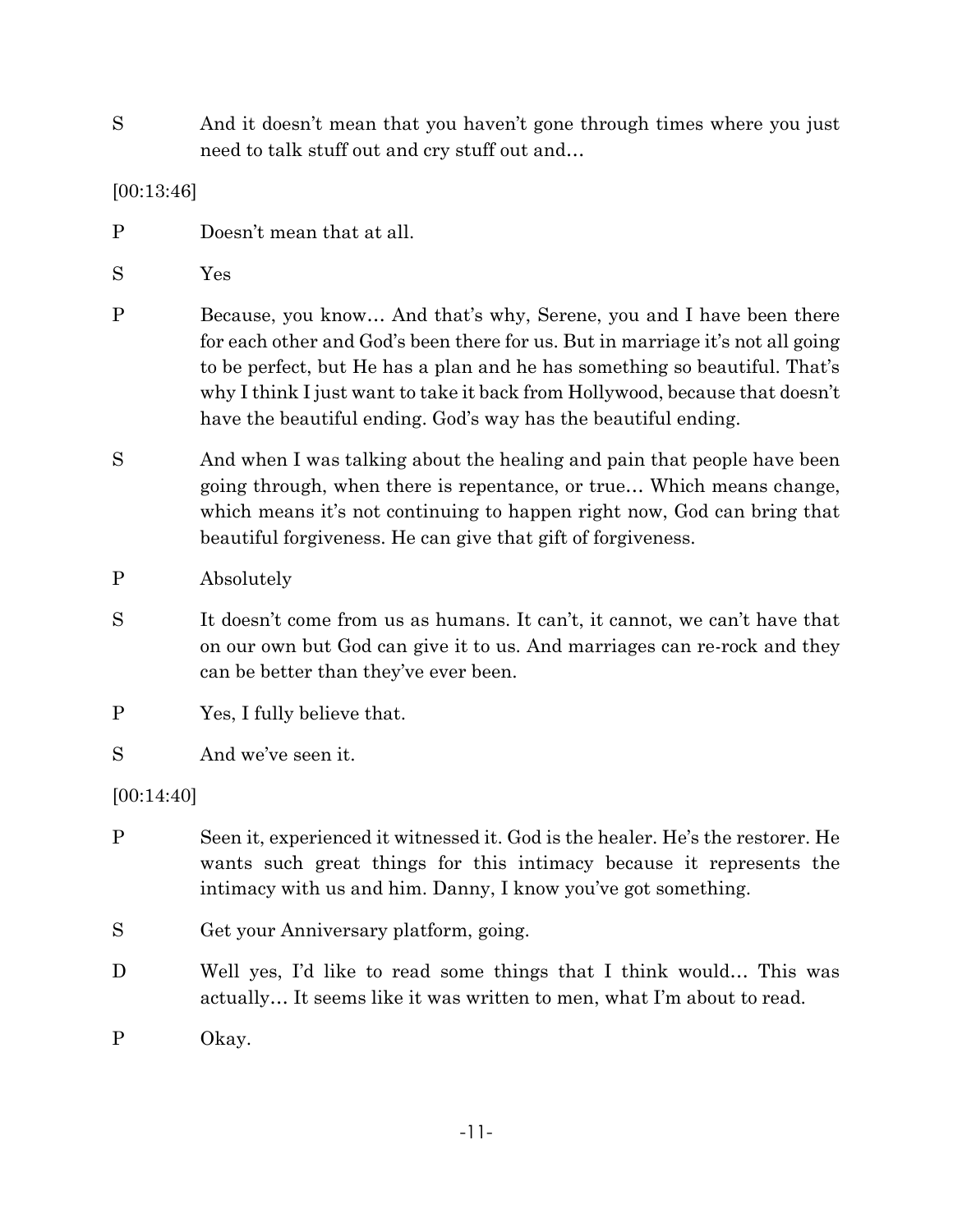S And it doesn't mean that you haven't gone through times where you just need to talk stuff out and cry stuff out and…

[00:13:46]

P Doesn't mean that at all.

S Yes

P Because, you know… And that's why, Serene, you and I have been there for each other and God's been there for us. But in marriage it's not all going to be perfect, but He has a plan and he has something so beautiful. That's why I think I just want to take it back from Hollywood, because that doesn't have the beautiful ending. God's way has the beautiful ending.

S And when I was talking about the healing and pain that people have been going through, when there is repentance, or true… Which means change, which means it's not continuing to happen right now, God can bring that beautiful forgiveness. He can give that gift of forgiveness.

P Absolutely

S It doesn't come from us as humans. It can't, it cannot, we can't have that on our own but God can give it to us. And marriages can re-rock and they can be better than they've ever been.

P Yes, I fully believe that.

S And we've seen it.

[00:14:40]

P Seen it, experienced it witnessed it. God is the healer. He's the restorer. He wants such great things for this intimacy because it represents the intimacy with us and him. Danny, I know you've got something.

S Get your Anniversary platform, going.

D Well yes, I'd like to read some things that I think would… This was actually… It seems like it was written to men, what I'm about to read.

P Okay.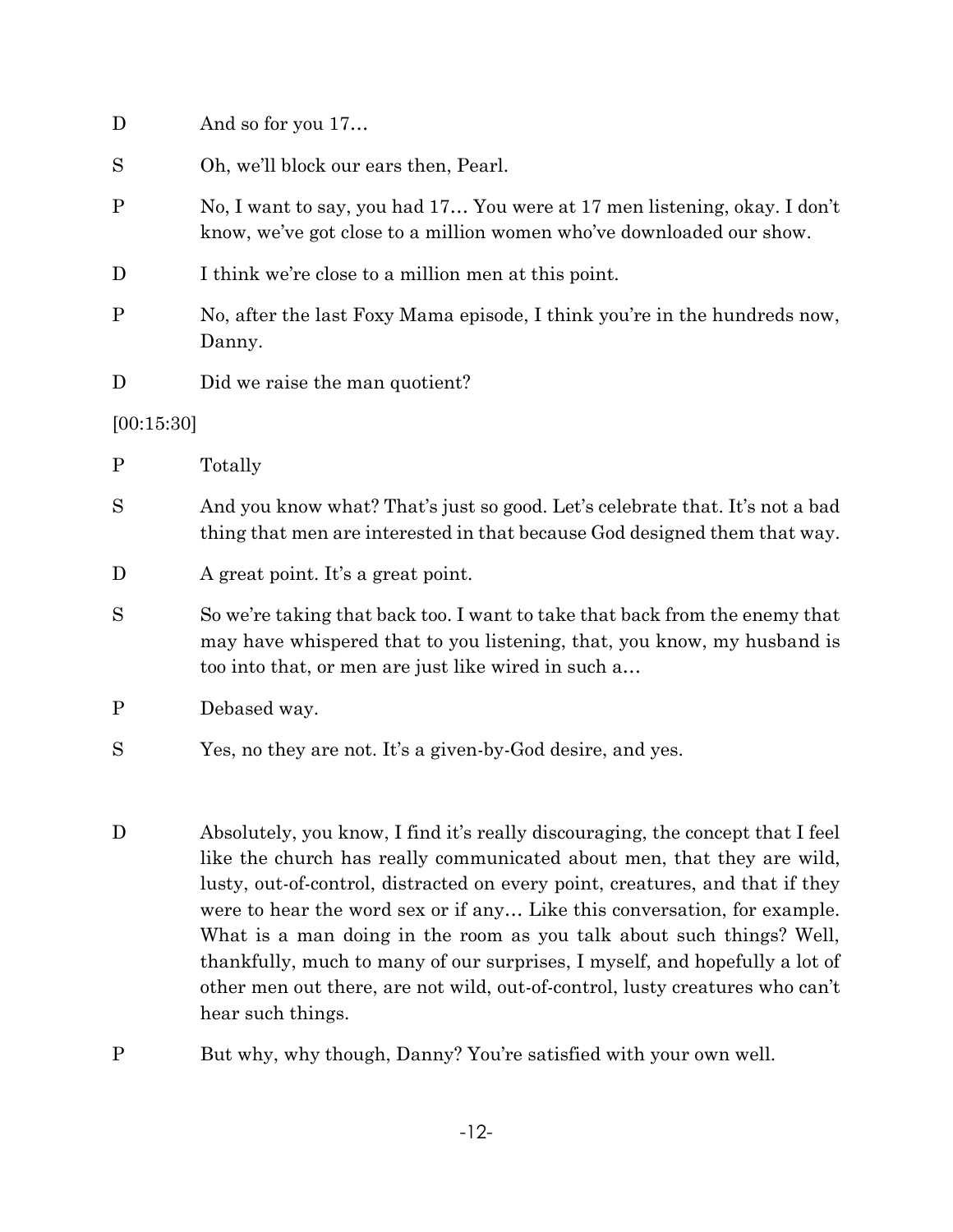D And so for you 17…

S Oh, we'll block our ears then, Pearl.

P No, I want to say, you had 17… You were at 17 men listening, okay. I don't know, we've got close to a million women who've downloaded our show.

D I think we're close to a million men at this point.

P No, after the last Foxy Mama episode, I think you're in the hundreds now, Danny.

D Did we raise the man quotient?

[00:15:30]

P Totally

S And you know what? That's just so good. Let's celebrate that. It's not a bad thing that men are interested in that because God designed them that way.

D A great point. It's a great point.

S So we're taking that back too. I want to take that back from the enemy that may have whispered that to you listening, that, you know, my husband is too into that, or men are just like wired in such a…

P Debased way.

S Yes, no they are not. It's a given-by-God desire, and yes.

D Absolutely, you know, I find it's really discouraging, the concept that I feel like the church has really communicated about men, that they are wild, lusty, out-of-control, distracted on every point, creatures, and that if they were to hear the word sex or if any… Like this conversation, for example. What is a man doing in the room as you talk about such things? Well, thankfully, much to many of our surprises, I myself, and hopefully a lot of other men out there, are not wild, out-of-control, lusty creatures who can't hear such things.

P But why, why though, Danny? You're satisfied with your own well.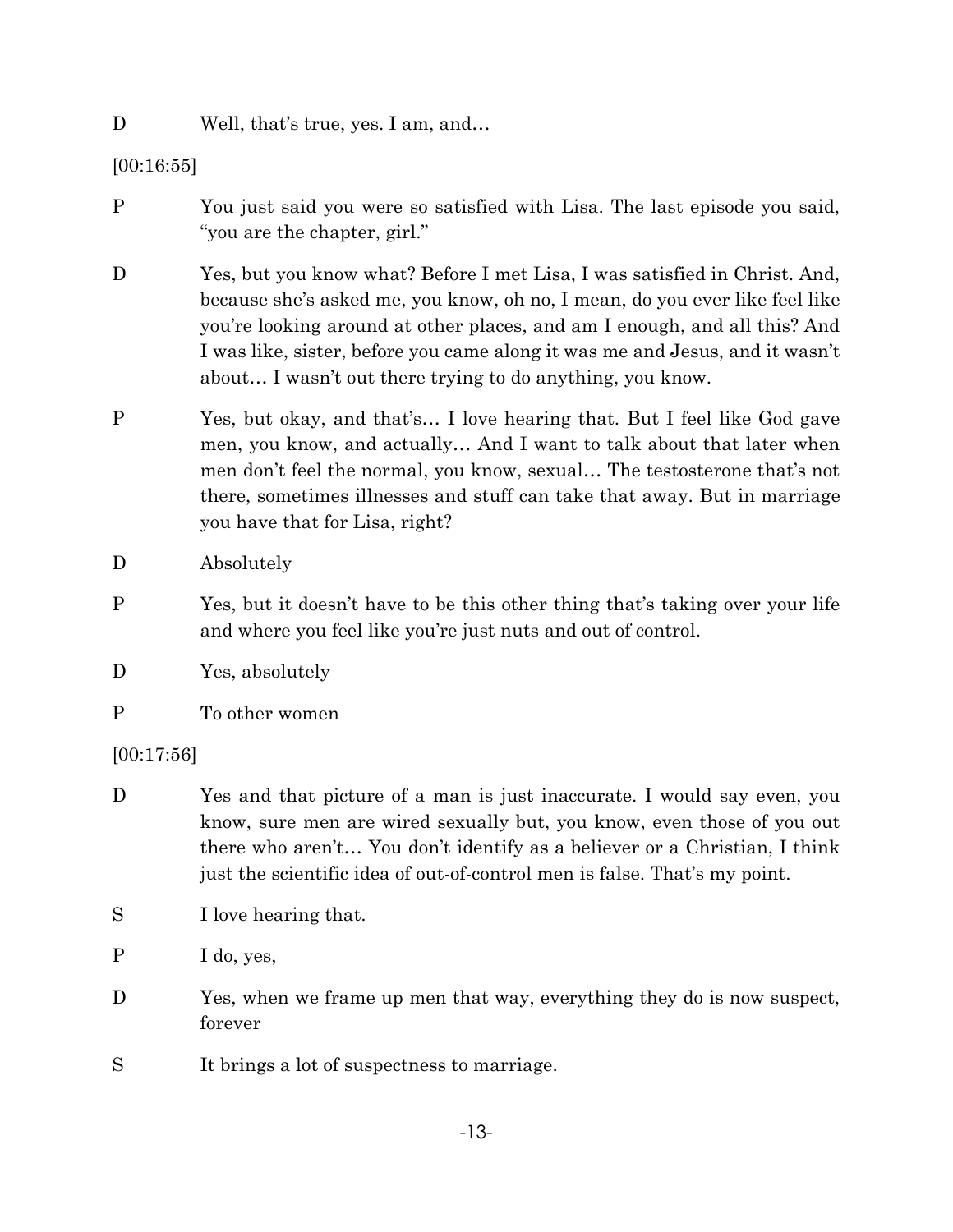D Well, that's true, yes. I am, and…

[00:16:55]

P You just said you were so satisfied with Lisa. The last episode you said, "you are the chapter, girl."

D Yes, but you know what? Before I met Lisa, I was satisfied in Christ. And, because she's asked me, you know, oh no, I mean, do you ever like feel like you're looking around at other places, and am I enough, and all this? And I was like, sister, before you came along it was me and Jesus, and it wasn't about… I wasn't out there trying to do anything, you know.

P Yes, but okay, and that's… I love hearing that. But I feel like God gave men, you know, and actually… And I want to talk about that later when men don't feel the normal, you know, sexual… The testosterone that's not there, sometimes illnesses and stuff can take that away. But in marriage you have that for Lisa, right?

D Absolutely

P Yes, but it doesn't have to be this other thing that's taking over your life and where you feel like you're just nuts and out of control.

D Yes, absolutely

P To other women

[00:17:56]

D Yes and that picture of a man is just inaccurate. I would say even, you know, sure men are wired sexually but, you know, even those of you out there who aren't… You don't identify as a believer or a Christian, I think just the scientific idea of out-of-control men is false. That's my point.

S I love hearing that.

P I do, yes,

D Yes, when we frame up men that way, everything they do is now suspect, forever

S It brings a lot of suspectness to marriage.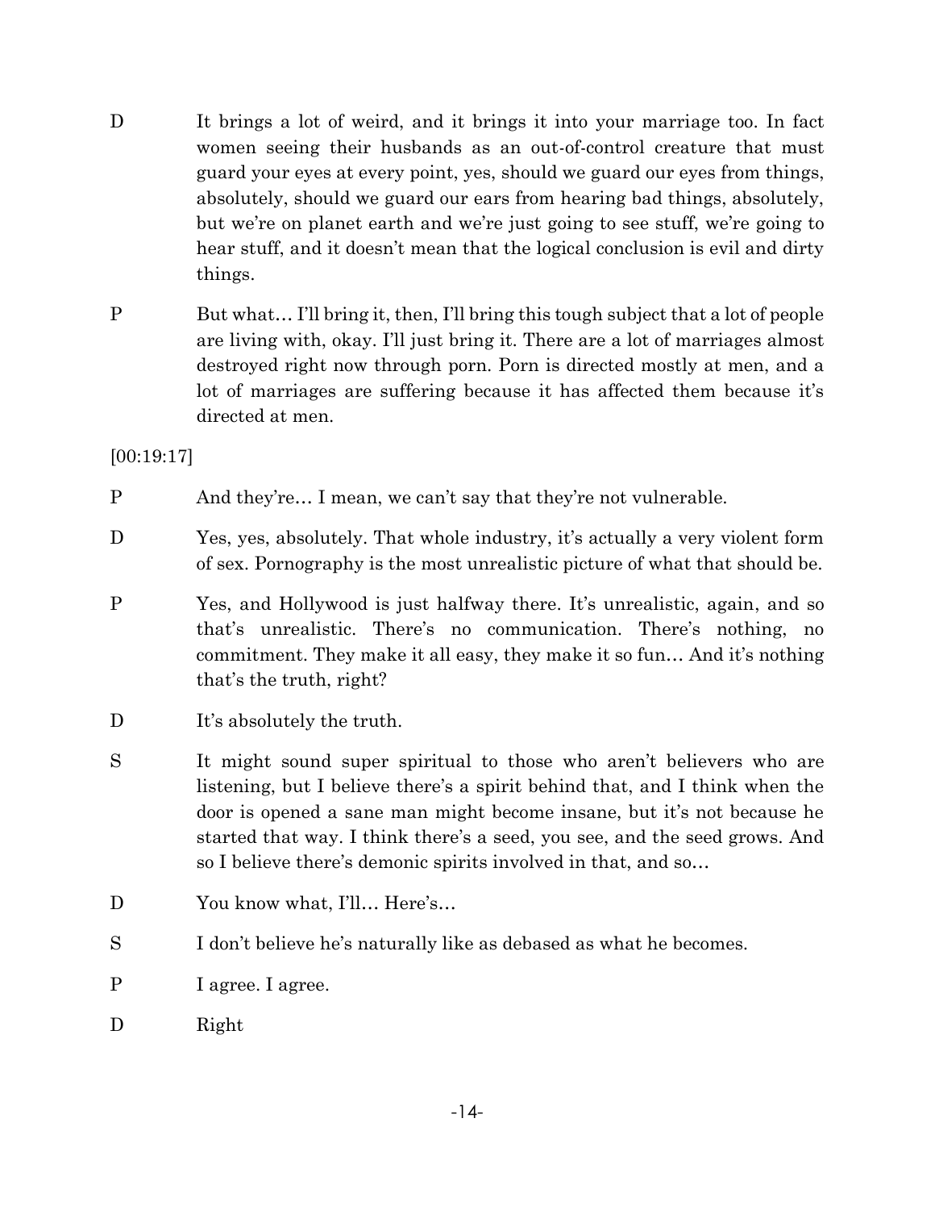D It brings a lot of weird, and it brings it into your marriage too. In fact women seeing their husbands as an out-of-control creature that must guard your eyes at every point, yes, should we guard our eyes from things, absolutely, should we guard our ears from hearing bad things, absolutely, but we're on planet earth and we're just going to see stuff, we're going to hear stuff, and it doesn't mean that the logical conclusion is evil and dirty things.

P But what… I'll bring it, then, I'll bring this tough subject that a lot of people are living with, okay. I'll just bring it. There are a lot of marriages almost destroyed right now through porn. Porn is directed mostly at men, and a lot of marriages are suffering because it has affected them because it's directed at men.

[00:19:17]

P And they're… I mean, we can't say that they're not vulnerable.

D Yes, yes, absolutely. That whole industry, it's actually a very violent form of sex. Pornography is the most unrealistic picture of what that should be.

P Yes, and Hollywood is just halfway there. It's unrealistic, again, and so that's unrealistic. There's no communication. There's nothing, no commitment. They make it all easy, they make it so fun… And it's nothing that's the truth, right?

D It's absolutely the truth.

S It might sound super spiritual to those who aren't believers who are listening, but I believe there's a spirit behind that, and I think when the door is opened a sane man might become insane, but it's not because he started that way. I think there's a seed, you see, and the seed grows. And so I believe there's demonic spirits involved in that, and so…

D You know what, I'll… Here's…

S I don't believe he's naturally like as debased as what he becomes.

P I agree. I agree.

D Right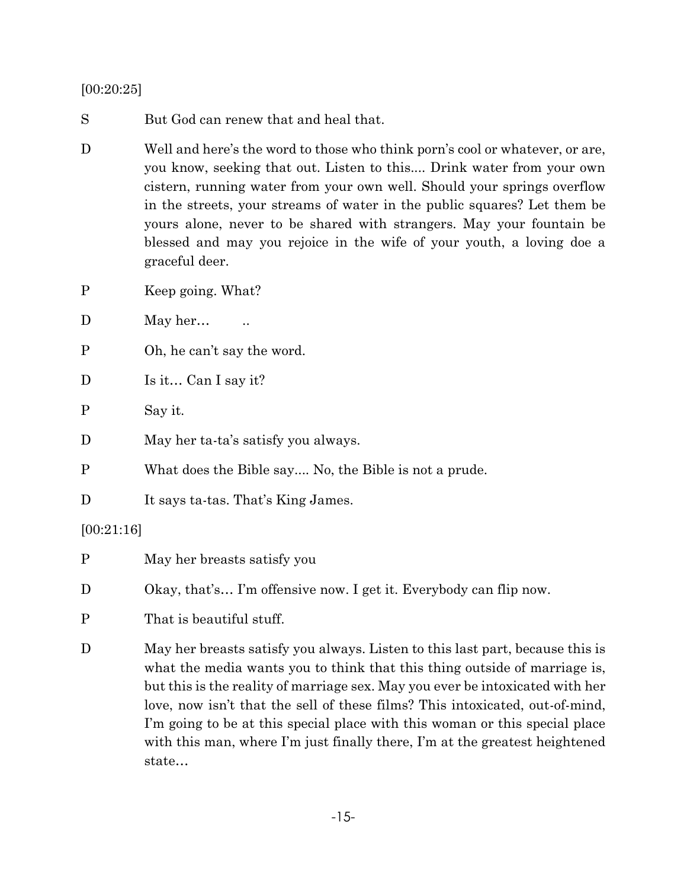[00:20:25]

S But God can renew that and heal that.

D Well and here's the word to those who think porn's cool or whatever, or are, you know, seeking that out. Listen to this.... Drink water from your own cistern, running water from your own well. Should your springs overflow in the streets, your streams of water in the public squares? Let them be yours alone, never to be shared with strangers. May your fountain be blessed and may you rejoice in the wife of your youth, a loving doe a graceful deer.

P Keep going. What?

D May her… ..

P Oh, he can't say the word.

D Is it… Can I say it?

P Say it.

D May her ta-ta's satisfy you always.

P What does the Bible say.... No, the Bible is not a prude.

D It says ta-tas. That's King James.

[00:21:16]

P May her breasts satisfy you

D Okay, that's… I'm offensive now. I get it. Everybody can flip now.

P That is beautiful stuff.

D May her breasts satisfy you always. Listen to this last part, because this is what the media wants you to think that this thing outside of marriage is, but this is the reality of marriage sex. May you ever be intoxicated with her love, now isn't that the sell of these films? This intoxicated, out-of-mind, I'm going to be at this special place with this woman or this special place with this man, where I'm just finally there, I'm at the greatest heightened state…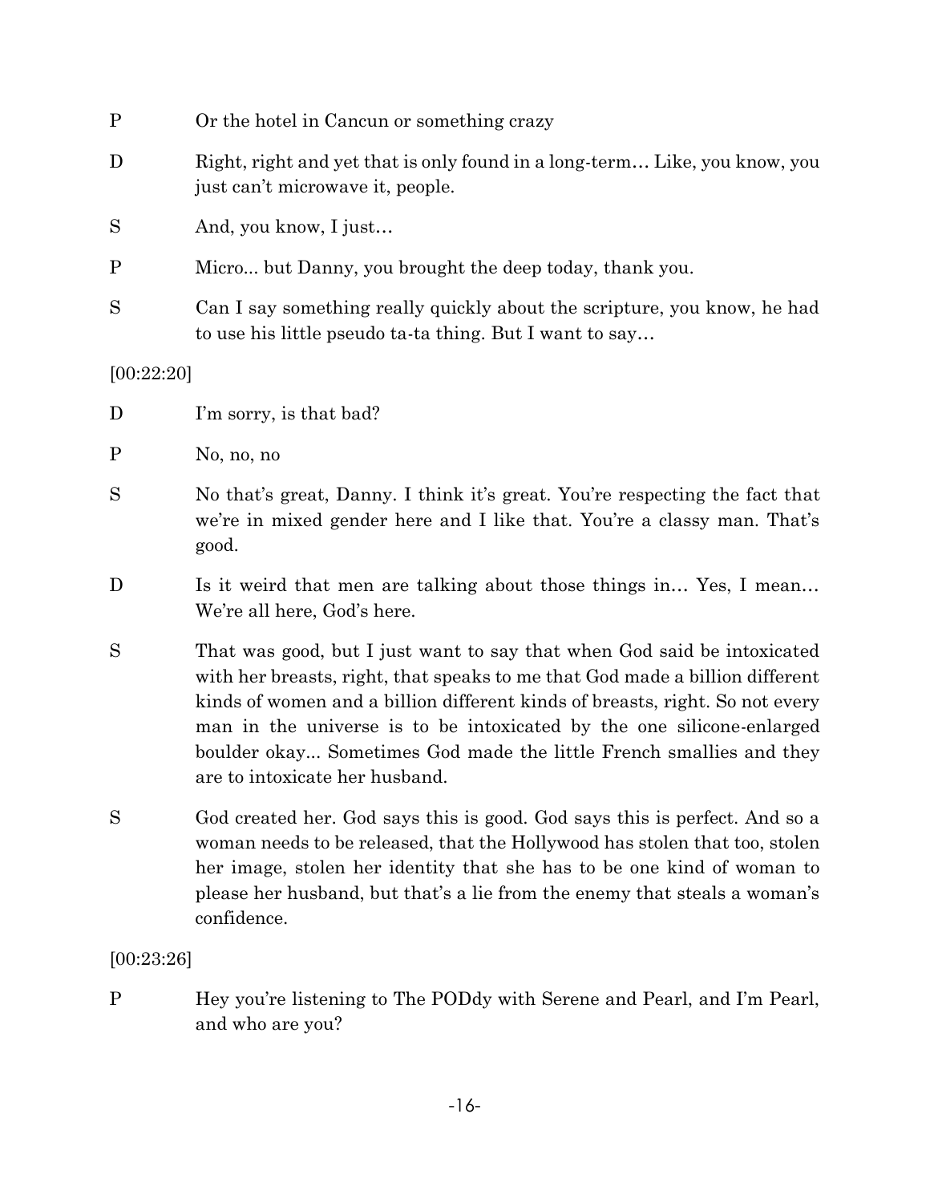P Or the hotel in Cancun or something crazy

D Right, right and yet that is only found in a long-term… Like, you know, you just can't microwave it, people.

S And, you know, I just…

P Micro... but Danny, you brought the deep today, thank you.

S Can I say something really quickly about the scripture, you know, he had to use his little pseudo ta-ta thing. But I want to say…

[00:22:20]

D I'm sorry, is that bad?

P No, no, no

S No that's great, Danny. I think it's great. You're respecting the fact that we're in mixed gender here and I like that. You're a classy man. That's good.

D Is it weird that men are talking about those things in… Yes, I mean… We're all here, God's here.

S That was good, but I just want to say that when God said be intoxicated with her breasts, right, that speaks to me that God made a billion different kinds of women and a billion different kinds of breasts, right. So not every man in the universe is to be intoxicated by the one silicone-enlarged boulder okay... Sometimes God made the little French smallies and they are to intoxicate her husband.

S God created her. God says this is good. God says this is perfect. And so a woman needs to be released, that the Hollywood has stolen that too, stolen her image, stolen her identity that she has to be one kind of woman to please her husband, but that's a lie from the enemy that steals a woman's confidence.

[00:23:26]

P Hey you're listening to The PODdy with Serene and Pearl, and I'm Pearl, and who are you?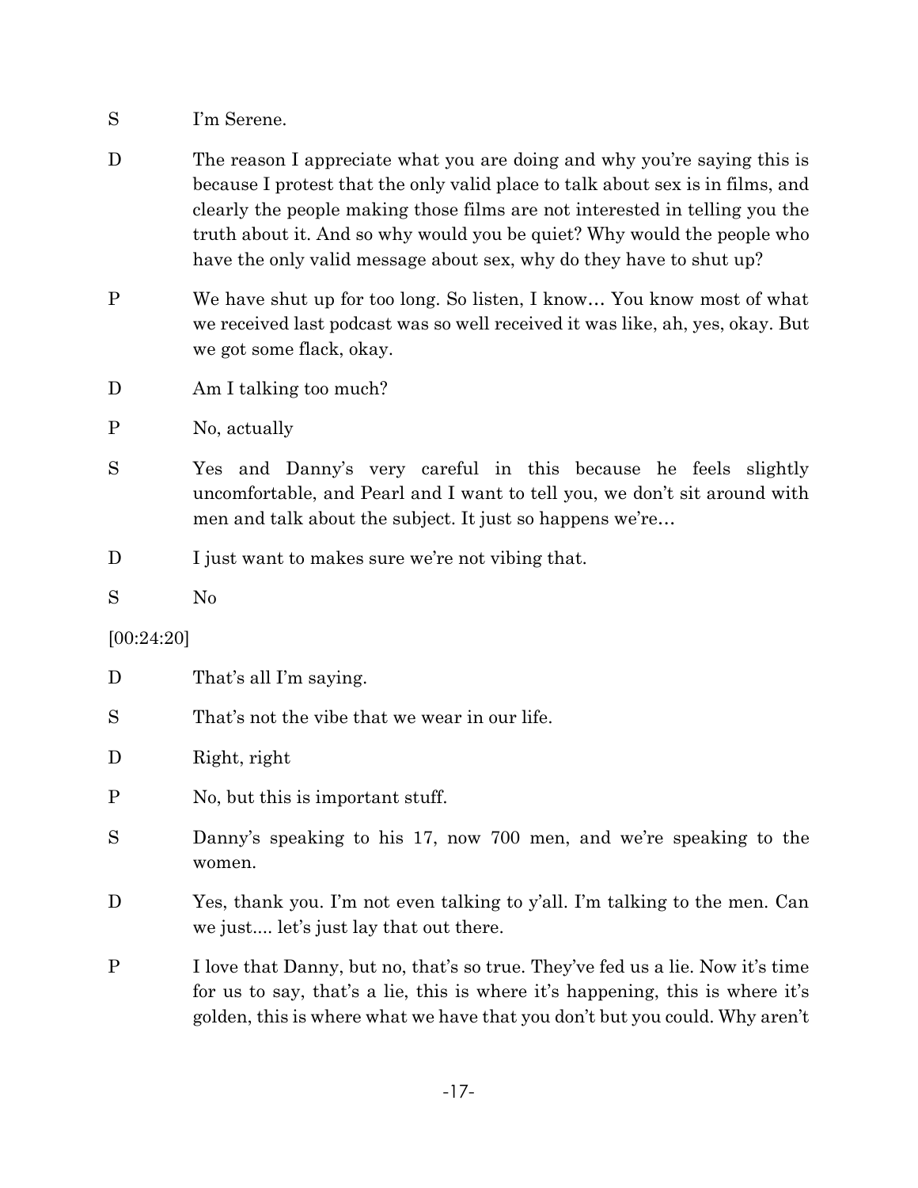S I'm Serene.

D The reason I appreciate what you are doing and why you're saying this is because I protest that the only valid place to talk about sex is in films, and clearly the people making those films are not interested in telling you the truth about it. And so why would you be quiet? Why would the people who have the only valid message about sex, why do they have to shut up?

P We have shut up for too long. So listen, I know… You know most of what we received last podcast was so well received it was like, ah, yes, okay. But we got some flack, okay.

D Am I talking too much?

P No, actually

S Yes and Danny's very careful in this because he feels slightly uncomfortable, and Pearl and I want to tell you, we don't sit around with men and talk about the subject. It just so happens we're…

D I just want to makes sure we're not vibing that.

S No

[00:24:20]

D That's all I'm saying.

S That's not the vibe that we wear in our life.

D Right, right

P No, but this is important stuff.

S Danny's speaking to his 17, now 700 men, and we're speaking to the women.

D Yes, thank you. I'm not even talking to y'all. I'm talking to the men. Can we just.... let's just lay that out there.

P I love that Danny, but no, that's so true. They've fed us a lie. Now it's time for us to say, that's a lie, this is where it's happening, this is where it's golden, this is where what we have that you don't but you could. Why aren't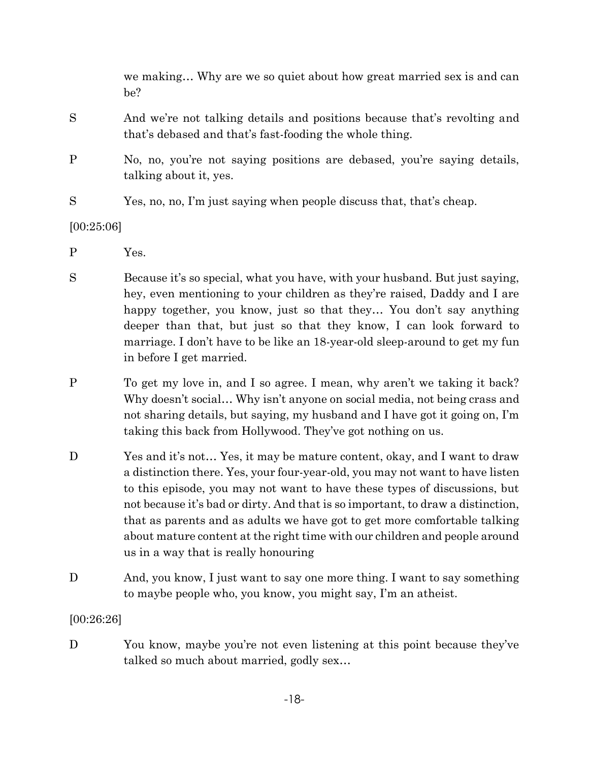we making… Why are we so quiet about how great married sex is and can be?

S And we're not talking details and positions because that's revolting and that's debased and that's fast-fooding the whole thing.

P No, no, you're not saying positions are debased, you're saying details, talking about it, yes.

S Yes, no, no, I'm just saying when people discuss that, that's cheap.

[00:25:06]

P Yes.

S Because it's so special, what you have, with your husband. But just saying, hey, even mentioning to your children as they're raised, Daddy and I are happy together, you know, just so that they… You don't say anything deeper than that, but just so that they know, I can look forward to marriage. I don't have to be like an 18-year-old sleep-around to get my fun in before I get married.

P To get my love in, and I so agree. I mean, why aren't we taking it back? Why doesn't social… Why isn't anyone on social media, not being crass and not sharing details, but saying, my husband and I have got it going on, I'm taking this back from Hollywood. They've got nothing on us.

D Yes and it's not… Yes, it may be mature content, okay, and I want to draw a distinction there. Yes, your four-year-old, you may not want to have listen to this episode, you may not want to have these types of discussions, but not because it's bad or dirty. And that is so important, to draw a distinction, that as parents and as adults we have got to get more comfortable talking about mature content at the right time with our children and people around us in a way that is really honouring

D And, you know, I just want to say one more thing. I want to say something to maybe people who, you know, you might say, I'm an atheist.

[00:26:26]

D You know, maybe you're not even listening at this point because they've talked so much about married, godly sex…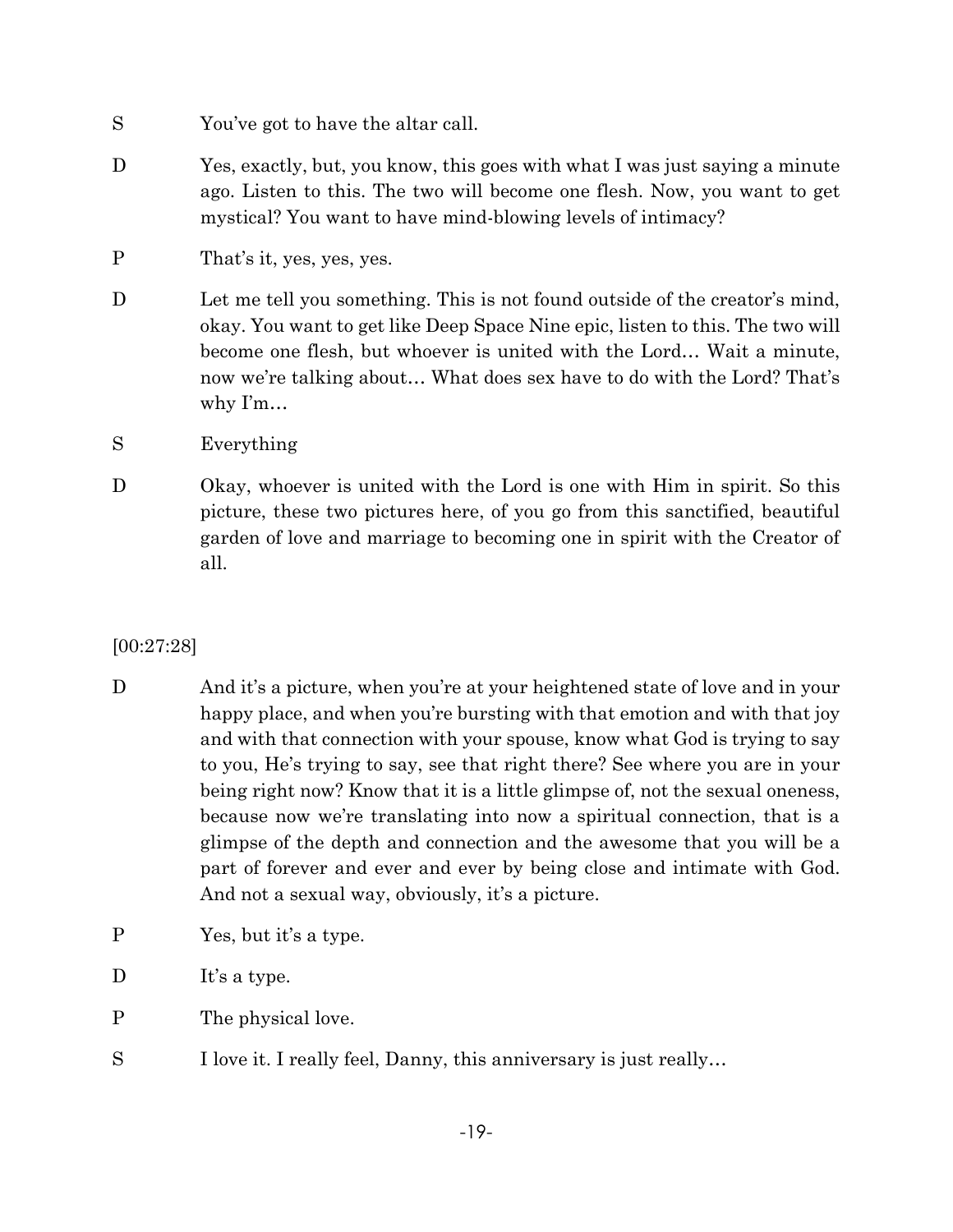S You've got to have the altar call.

D Yes, exactly, but, you know, this goes with what I was just saying a minute ago. Listen to this. The two will become one flesh. Now, you want to get mystical? You want to have mind-blowing levels of intimacy?

P That's it, yes, yes, yes.

D Let me tell you something. This is not found outside of the creator's mind, okay. You want to get like Deep Space Nine epic, listen to this. The two will become one flesh, but whoever is united with the Lord… Wait a minute, now we're talking about… What does sex have to do with the Lord? That's why I'm…

S Everything

D Okay, whoever is united with the Lord is one with Him in spirit. So this picture, these two pictures here, of you go from this sanctified, beautiful garden of love and marriage to becoming one in spirit with the Creator of all.

[00:27:28]

D And it's a picture, when you're at your heightened state of love and in your happy place, and when you're bursting with that emotion and with that joy and with that connection with your spouse, know what God is trying to say to you, He's trying to say, see that right there? See where you are in your being right now? Know that it is a little glimpse of, not the sexual oneness, because now we're translating into now a spiritual connection, that is a glimpse of the depth and connection and the awesome that you will be a part of forever and ever and ever by being close and intimate with God. And not a sexual way, obviously, it's a picture.

P Yes, but it's a type.

D It's a type.

P The physical love.

S I love it. I really feel, Danny, this anniversary is just really…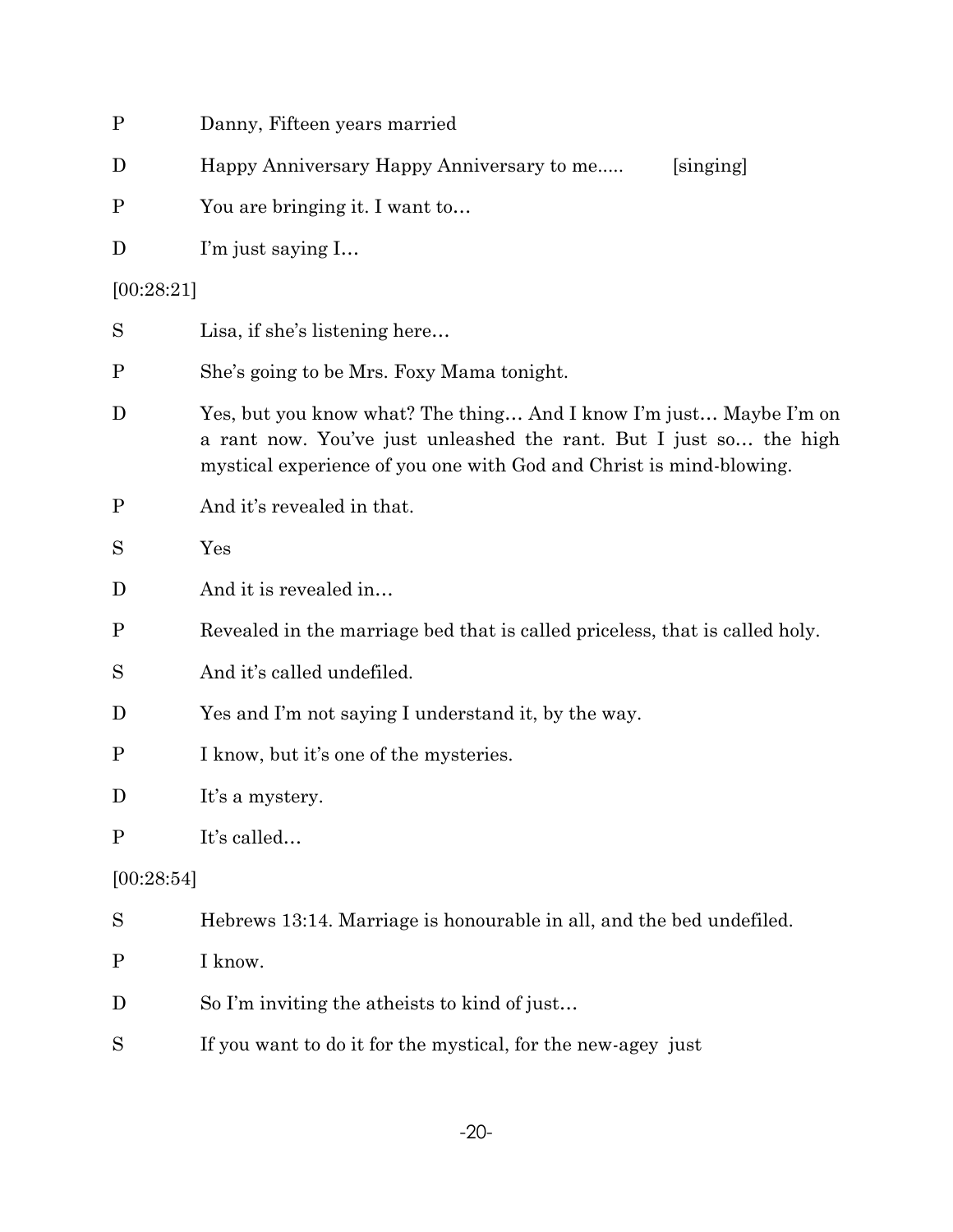P Danny, Fifteen years married

D Happy Anniversary Happy Anniversary to me..... [singing]

P You are bringing it. I want to…

D I'm just saying I…

[00:28:21]

S Lisa, if she's listening here…

P She's going to be Mrs. Foxy Mama tonight.

D Yes, but you know what? The thing… And I know I'm just… Maybe I'm on a rant now. You've just unleashed the rant. But I just so… the high mystical experience of you one with God and Christ is mind-blowing.

P And it's revealed in that.

S Yes

D And it is revealed in…

P Revealed in the marriage bed that is called priceless, that is called holy.

S And it's called undefiled.

D Yes and I'm not saying I understand it, by the way.

P I know, but it's one of the mysteries.

D It's a mystery.

P It's called…

[00:28:54]

S Hebrews 13:14. Marriage is honourable in all, and the bed undefiled.

P I know.

D So I'm inviting the atheists to kind of just…

S If you want to do it for the mystical, for the new-agey just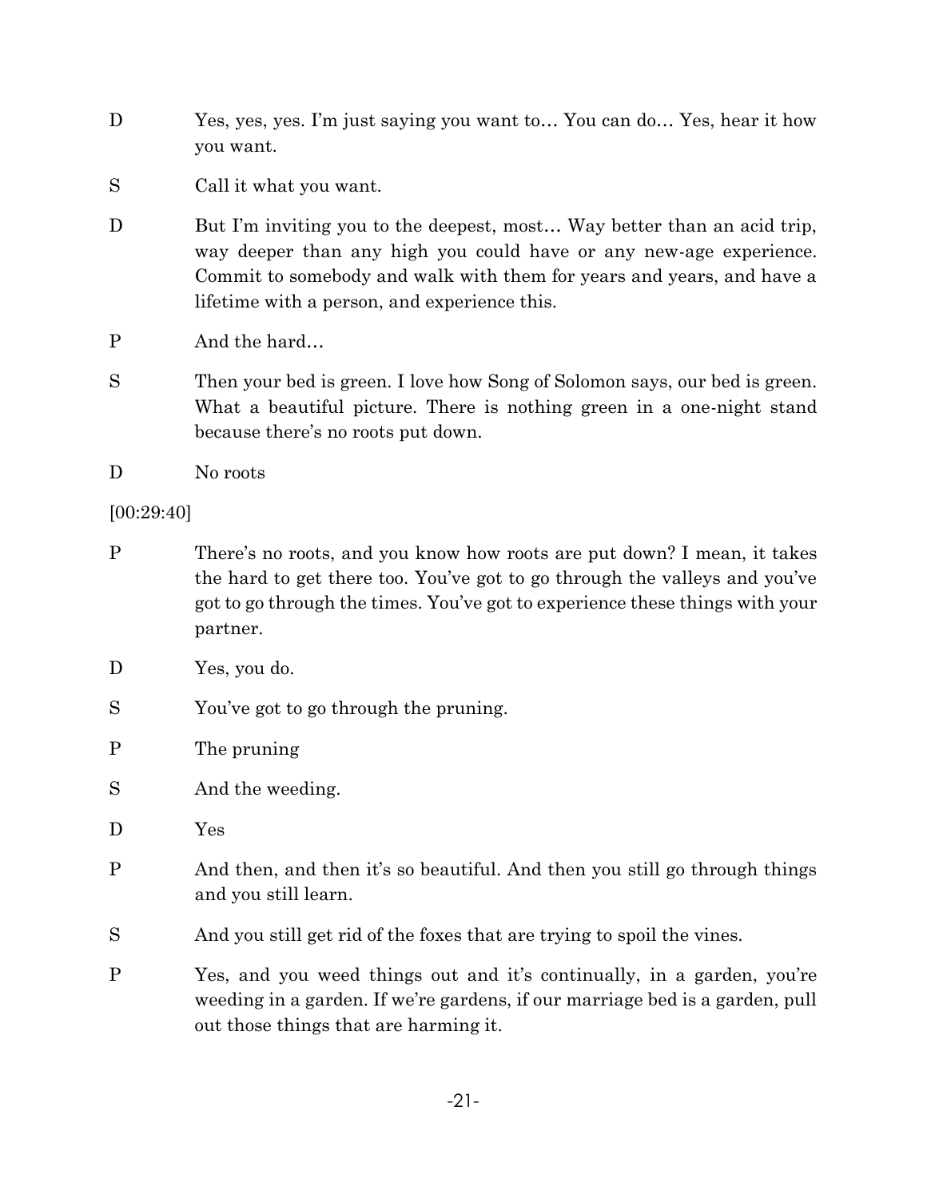D Yes, yes, yes. I'm just saying you want to… You can do… Yes, hear it how you want.

S Call it what you want.

D But I'm inviting you to the deepest, most… Way better than an acid trip, way deeper than any high you could have or any new-age experience. Commit to somebody and walk with them for years and years, and have a lifetime with a person, and experience this.

P And the hard…

S Then your bed is green. I love how Song of Solomon says, our bed is green. What a beautiful picture. There is nothing green in a one-night stand because there's no roots put down.

D No roots

[00:29:40]

P There's no roots, and you know how roots are put down? I mean, it takes the hard to get there too. You've got to go through the valleys and you've got to go through the times. You've got to experience these things with your partner.

D Yes, you do.

S You've got to go through the pruning.

P The pruning

S And the weeding.

D Yes

P And then, and then it's so beautiful. And then you still go through things and you still learn.

S And you still get rid of the foxes that are trying to spoil the vines.

P Yes, and you weed things out and it's continually, in a garden, you're weeding in a garden. If we're gardens, if our marriage bed is a garden, pull out those things that are harming it.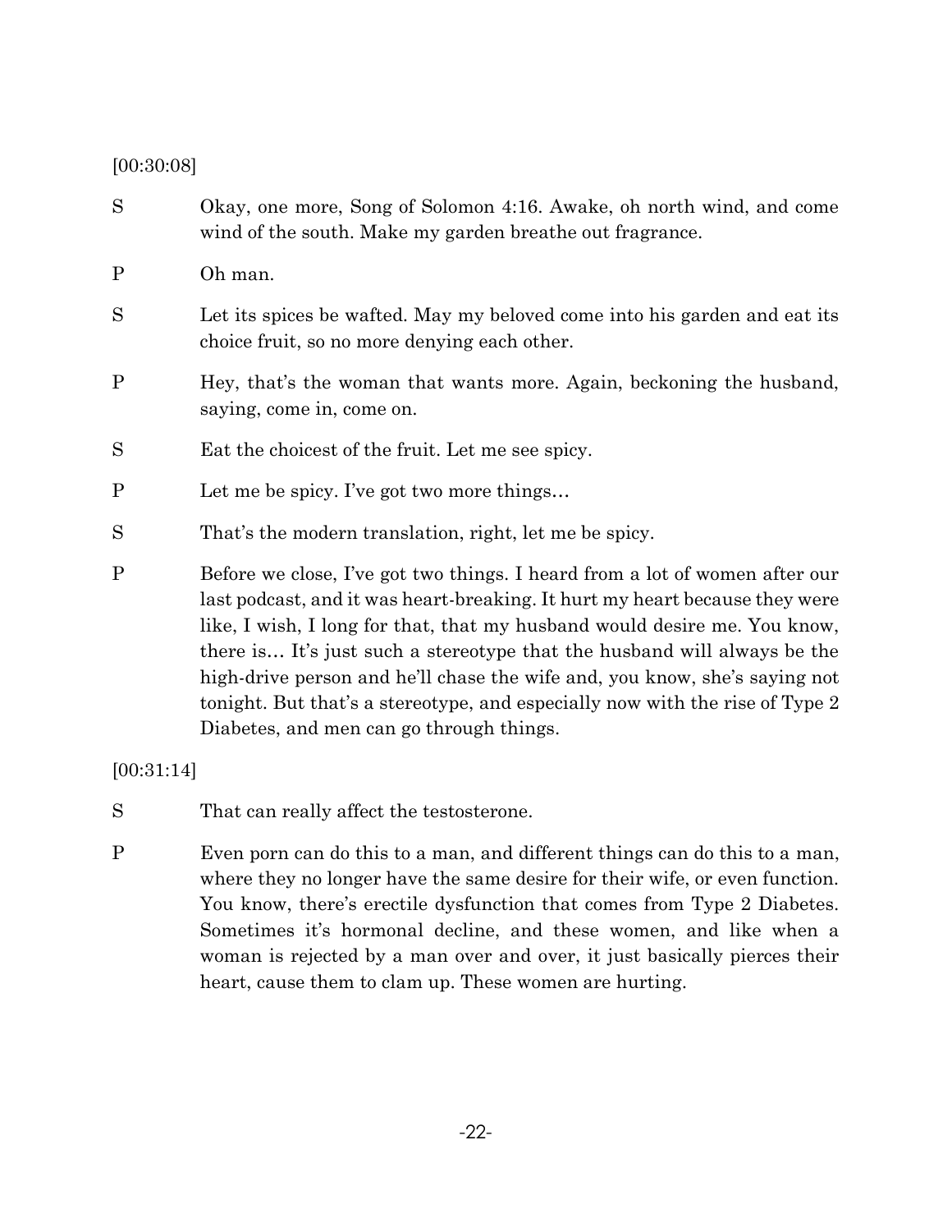[00:30:08]

S	Okay, one more, Song of Solomon 4:16. Awake, oh north wind, and come wind of the south. Make my garden breathe out fragrance.

P	Oh man.

S	Let its spices be wafted. May my beloved come into his garden and eat its choice fruit, so no more denying each other.

P	Hey, that's the woman that wants more. Again, beckoning the husband, saying, come in, come on.

S	Eat the choicest of the fruit. Let me see spicy.

P	Let me be spicy. I've got two more things…

S	That's the modern translation, right, let me be spicy.

P	Before we close, I've got two things. I heard from a lot of women after our last podcast, and it was heart-breaking. It hurt my heart because they were like, I wish, I long for that, that my husband would desire me. You know, there is… It's just such a stereotype that the husband will always be the high-drive person and he'll chase the wife and, you know, she's saying not tonight. But that's a stereotype, and especially now with the rise of Type 2 Diabetes, and men can go through things.

[00:31:14]

S	That can really affect the testosterone.

P	Even porn can do this to a man, and different things can do this to a man, where they no longer have the same desire for their wife, or even function. You know, there's erectile dysfunction that comes from Type 2 Diabetes. Sometimes it's hormonal decline, and these women, and like when a woman is rejected by a man over and over, it just basically pierces their heart, cause them to clam up. These women are hurting.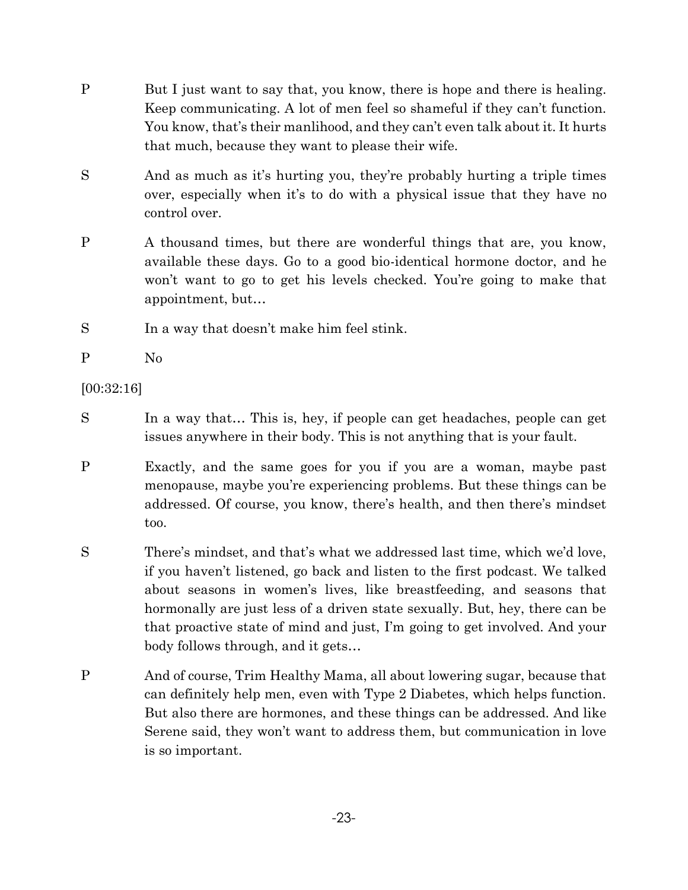P But I just want to say that, you know, there is hope and there is healing. Keep communicating. A lot of men feel so shameful if they can't function. You know, that's their manlihood, and they can't even talk about it. It hurts that much, because they want to please their wife.

S And as much as it's hurting you, they're probably hurting a triple times over, especially when it's to do with a physical issue that they have no control over.

P A thousand times, but there are wonderful things that are, you know, available these days. Go to a good bio-identical hormone doctor, and he won't want to go to get his levels checked. You're going to make that appointment, but…

S In a way that doesn't make him feel stink.

P No

[00:32:16]

S In a way that… This is, hey, if people can get headaches, people can get issues anywhere in their body. This is not anything that is your fault.

P Exactly, and the same goes for you if you are a woman, maybe past menopause, maybe you're experiencing problems. But these things can be addressed. Of course, you know, there's health, and then there's mindset too.

S There's mindset, and that's what we addressed last time, which we'd love, if you haven't listened, go back and listen to the first podcast. We talked about seasons in women's lives, like breastfeeding, and seasons that hormonally are just less of a driven state sexually. But, hey, there can be that proactive state of mind and just, I'm going to get involved. And your body follows through, and it gets…

P And of course, Trim Healthy Mama, all about lowering sugar, because that can definitely help men, even with Type 2 Diabetes, which helps function. But also there are hormones, and these things can be addressed. And like Serene said, they won't want to address them, but communication in love is so important.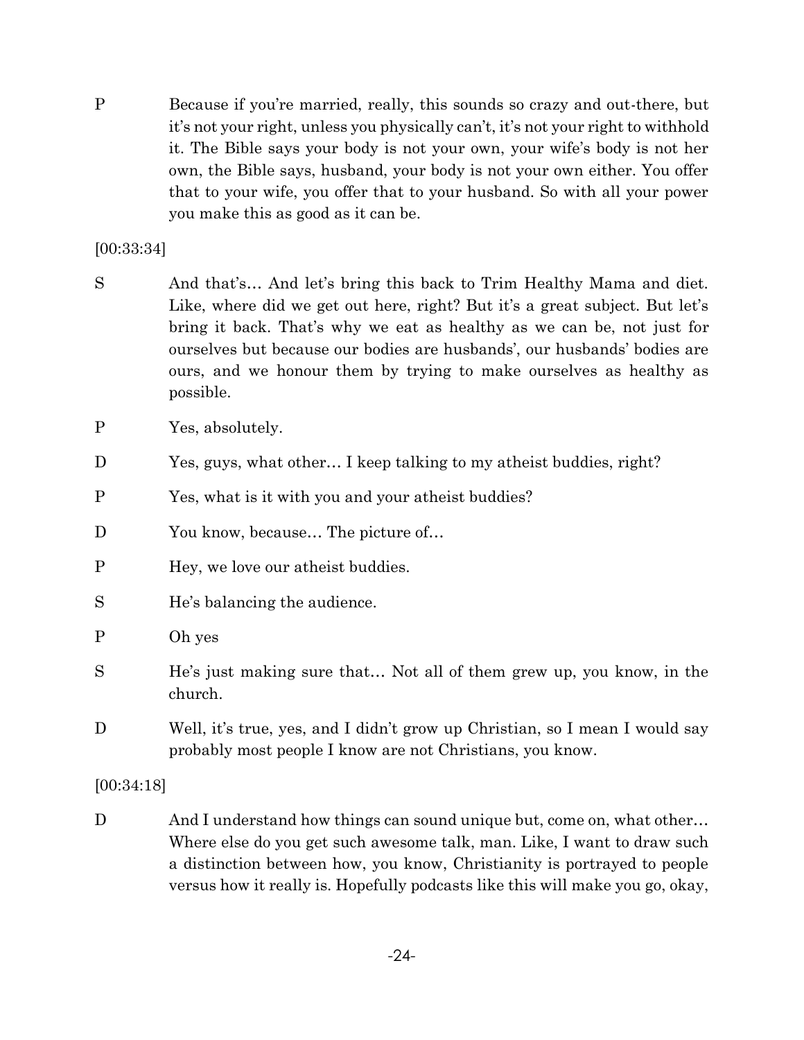P Because if you're married, really, this sounds so crazy and out-there, but it's not your right, unless you physically can't, it's not your right to withhold it. The Bible says your body is not your own, your wife's body is not her own, the Bible says, husband, your body is not your own either. You offer that to your wife, you offer that to your husband. So with all your power you make this as good as it can be.

[00:33:34]

S And that's… And let's bring this back to Trim Healthy Mama and diet. Like, where did we get out here, right? But it's a great subject. But let's bring it back. That's why we eat as healthy as we can be, not just for ourselves but because our bodies are husbands', our husbands' bodies are ours, and we honour them by trying to make ourselves as healthy as possible.

P Yes, absolutely.

D Yes, guys, what other… I keep talking to my atheist buddies, right?

P Yes, what is it with you and your atheist buddies?

D You know, because… The picture of…

P Hey, we love our atheist buddies.

S He's balancing the audience.

P Oh yes

S He's just making sure that… Not all of them grew up, you know, in the church.

D Well, it's true, yes, and I didn't grow up Christian, so I mean I would say probably most people I know are not Christians, you know.

[00:34:18]

D And I understand how things can sound unique but, come on, what other… Where else do you get such awesome talk, man. Like, I want to draw such a distinction between how, you know, Christianity is portrayed to people versus how it really is. Hopefully podcasts like this will make you go, okay,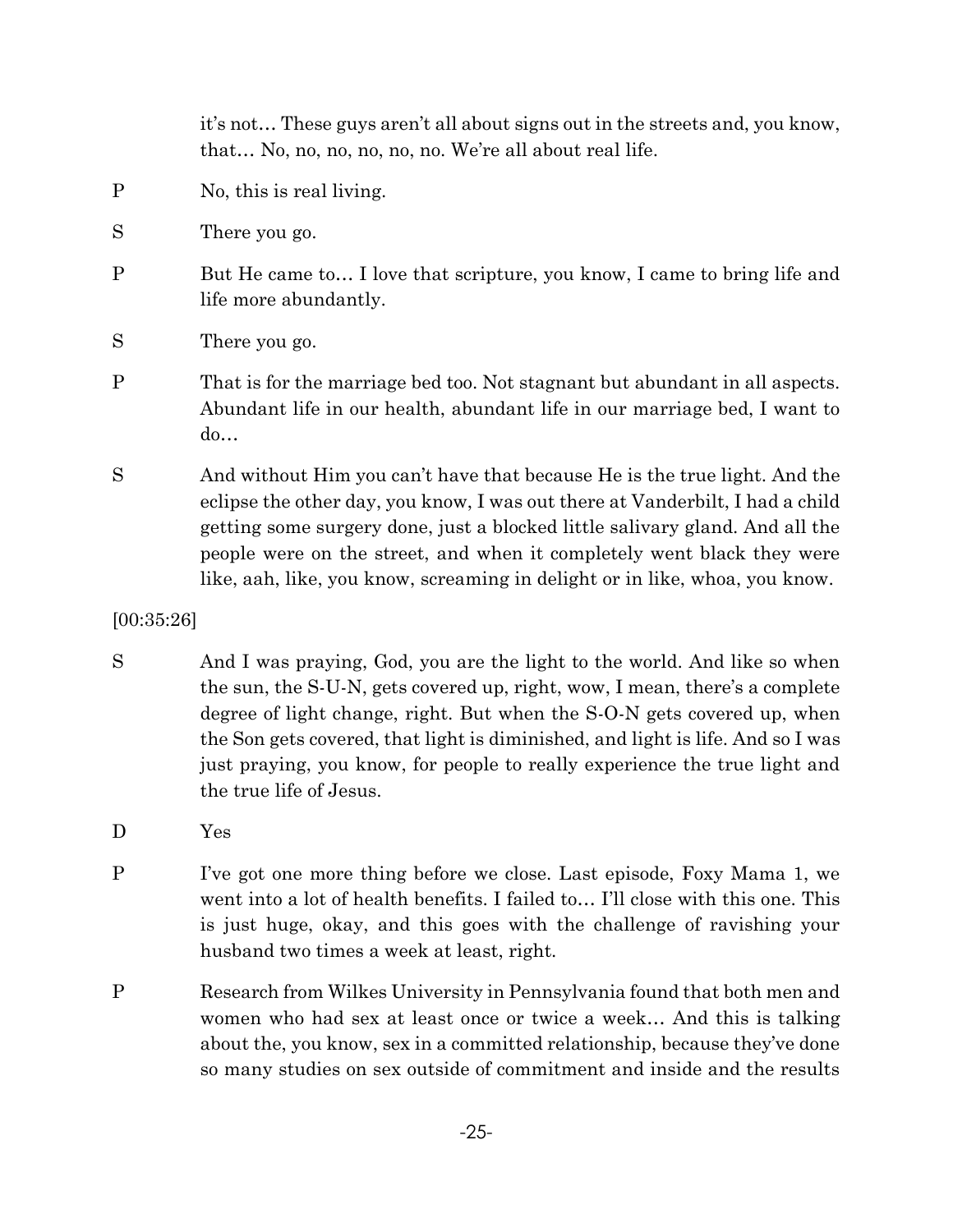it's not… These guys aren't all about signs out in the streets and, you know, that… No, no, no, no, no, no. We're all about real life.

P	No, this is real living.

S	There you go.

P	But He came to… I love that scripture, you know, I came to bring life and life more abundantly.

S	There you go.

P	That is for the marriage bed too. Not stagnant but abundant in all aspects. Abundant life in our health, abundant life in our marriage bed, I want to do…

S	And without Him you can't have that because He is the true light. And the eclipse the other day, you know, I was out there at Vanderbilt, I had a child getting some surgery done, just a blocked little salivary gland. And all the people were on the street, and when it completely went black they were like, aah, like, you know, screaming in delight or in like, whoa, you know.

[00:35:26]

S	And I was praying, God, you are the light to the world. And like so when the sun, the S-U-N, gets covered up, right, wow, I mean, there's a complete degree of light change, right. But when the S-O-N gets covered up, when the Son gets covered, that light is diminished, and light is life. And so I was just praying, you know, for people to really experience the true light and the true life of Jesus.

D	Yes

P	I've got one more thing before we close. Last episode, Foxy Mama 1, we went into a lot of health benefits. I failed to… I'll close with this one. This is just huge, okay, and this goes with the challenge of ravishing your husband two times a week at least, right.

P	Research from Wilkes University in Pennsylvania found that both men and women who had sex at least once or twice a week… And this is talking about the, you know, sex in a committed relationship, because they've done so many studies on sex outside of commitment and inside and the results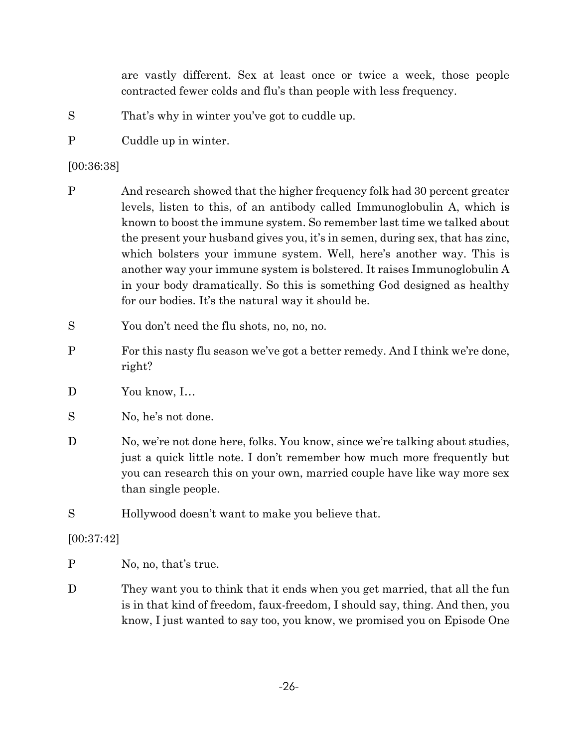are vastly different. Sex at least once or twice a week, those people contracted fewer colds and flu's than people with less frequency.

S	That's why in winter you've got to cuddle up.

P	Cuddle up in winter.

[00:36:38]

P	And research showed that the higher frequency folk had 30 percent greater levels, listen to this, of an antibody called Immunoglobulin A, which is known to boost the immune system. So remember last time we talked about the present your husband gives you, it's in semen, during sex, that has zinc, which bolsters your immune system. Well, here's another way. This is another way your immune system is bolstered. It raises Immunoglobulin A in your body dramatically. So this is something God designed as healthy for our bodies. It's the natural way it should be.

S	You don't need the flu shots, no, no, no.

P	For this nasty flu season we've got a better remedy. And I think we're done, right?

D	You know, I…

S	No, he's not done.

D	No, we're not done here, folks. You know, since we're talking about studies, just a quick little note. I don't remember how much more frequently but you can research this on your own, married couple have like way more sex than single people.

S	Hollywood doesn't want to make you believe that.

[00:37:42]

P	No, no, that's true.

D	They want you to think that it ends when you get married, that all the fun is in that kind of freedom, faux-freedom, I should say, thing. And then, you know, I just wanted to say too, you know, we promised you on Episode One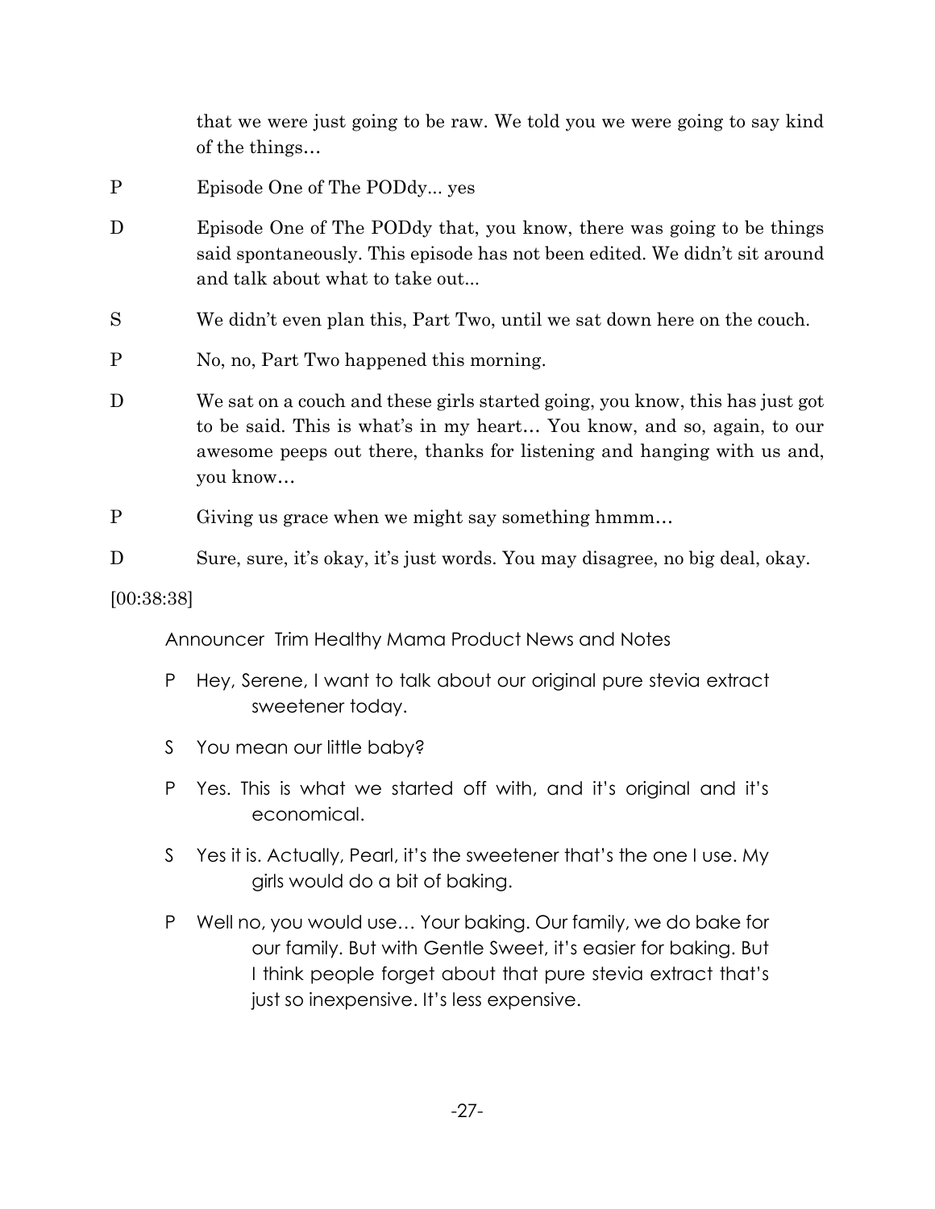that we were just going to be raw. We told you we were going to say kind of the things…

P Episode One of The PODdy... yes

D Episode One of The PODdy that, you know, there was going to be things said spontaneously. This episode has not been edited. We didn't sit around and talk about what to take out...

S We didn't even plan this, Part Two, until we sat down here on the couch.

P No, no, Part Two happened this morning.

D We sat on a couch and these girls started going, you know, this has just got to be said. This is what's in my heart… You know, and so, again, to our awesome peeps out there, thanks for listening and hanging with us and, you know…

P Giving us grace when we might say something hmmm…

D Sure, sure, it's okay, it's just words. You may disagree, no big deal, okay.

[00:38:38]

Announcer Trim Healthy Mama Product News and Notes

P Hey, Serene, I want to talk about our original pure stevia extract sweetener today.

S You mean our little baby?

P Yes. This is what we started off with, and it's original and it's economical.

S Yes it is. Actually, Pearl, it's the sweetener that's the one I use. My girls would do a bit of baking.

P Well no, you would use… Your baking. Our family, we do bake for our family. But with Gentle Sweet, it's easier for baking. But I think people forget about that pure stevia extract that's just so inexpensive. It's less expensive.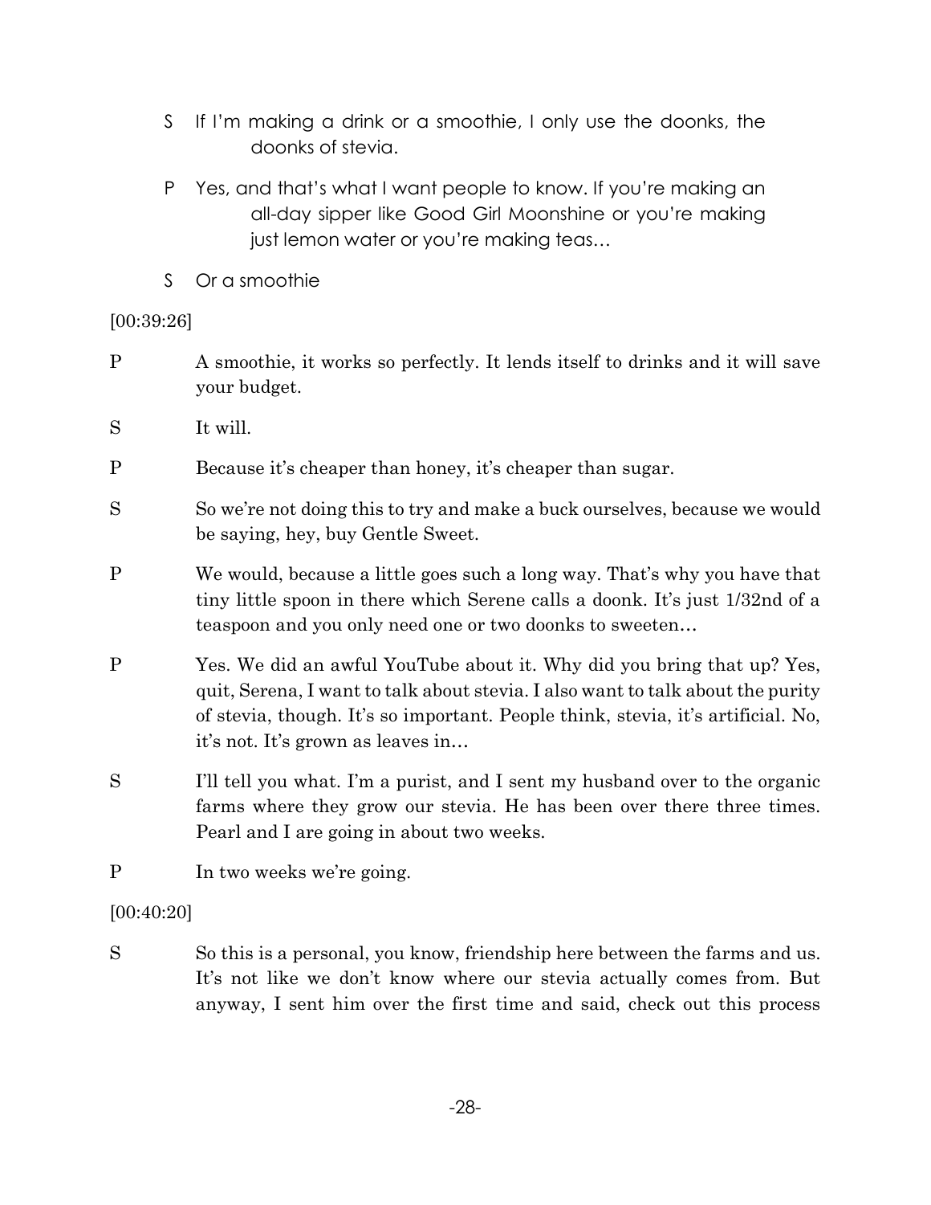S If I'm making a drink or a smoothie, I only use the doonks, the doonks of stevia.

P Yes, and that's what I want people to know. If you're making an all-day sipper like Good Girl Moonshine or you're making just lemon water or you're making teas…

S Or a smoothie

[00:39:26]

P A smoothie, it works so perfectly. It lends itself to drinks and it will save your budget.

S It will.

P Because it's cheaper than honey, it's cheaper than sugar.

S So we're not doing this to try and make a buck ourselves, because we would be saying, hey, buy Gentle Sweet.

P We would, because a little goes such a long way. That's why you have that tiny little spoon in there which Serene calls a doonk. It's just 1/32nd of a teaspoon and you only need one or two doonks to sweeten…

P Yes. We did an awful YouTube about it. Why did you bring that up? Yes, quit, Serena, I want to talk about stevia. I also want to talk about the purity of stevia, though. It's so important. People think, stevia, it's artificial. No, it's not. It's grown as leaves in…

S I'll tell you what. I'm a purist, and I sent my husband over to the organic farms where they grow our stevia. He has been over there three times. Pearl and I are going in about two weeks.

P In two weeks we're going.

[00:40:20]

S So this is a personal, you know, friendship here between the farms and us. It's not like we don't know where our stevia actually comes from. But anyway, I sent him over the first time and said, check out this process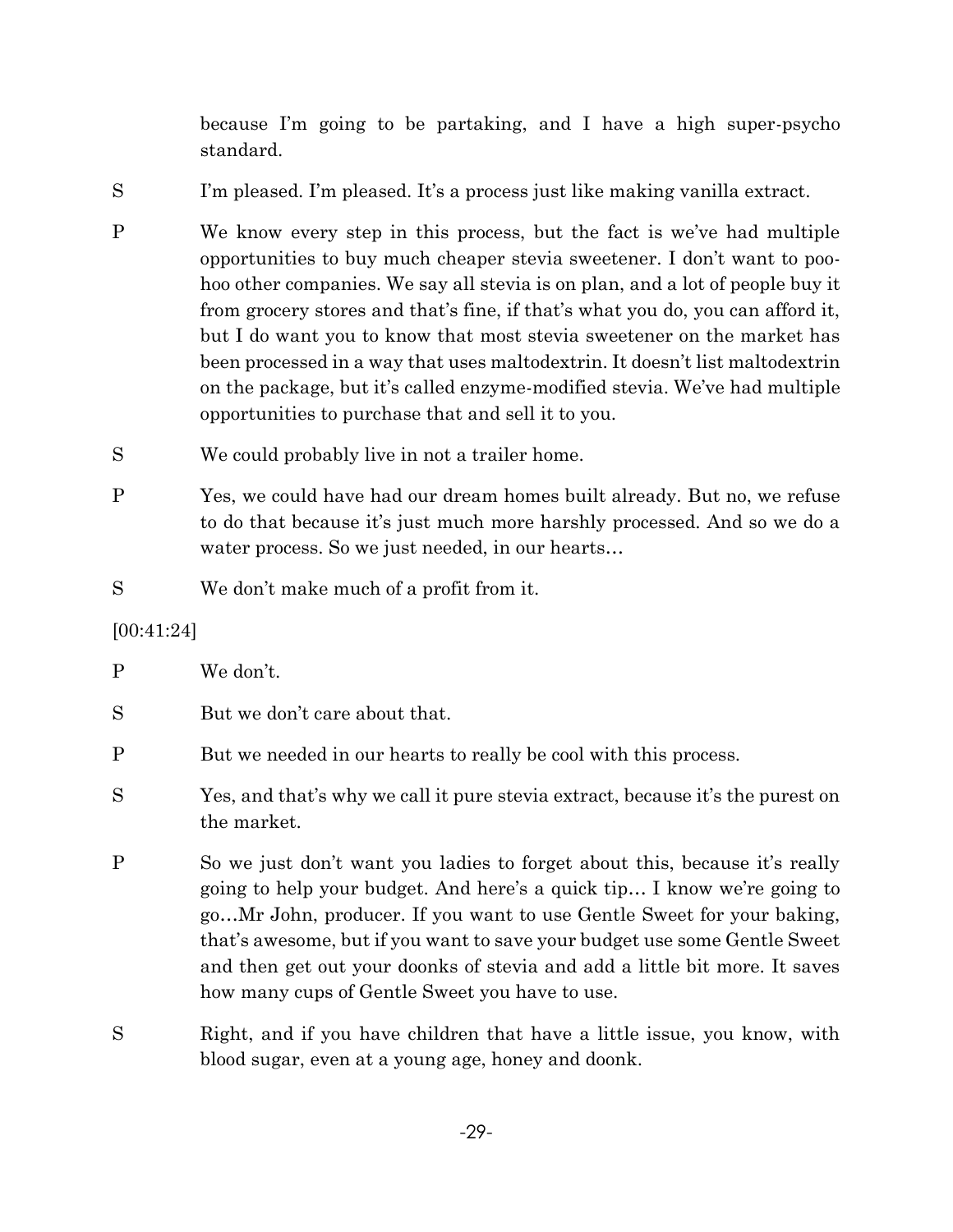because I'm going to be partaking, and I have a high super-psycho standard.

S I'm pleased. I'm pleased. It's a process just like making vanilla extract.

P We know every step in this process, but the fact is we've had multiple opportunities to buy much cheaper stevia sweetener. I don't want to poo-hoo other companies. We say all stevia is on plan, and a lot of people buy it from grocery stores and that's fine, if that's what you do, you can afford it, but I do want you to know that most stevia sweetener on the market has been processed in a way that uses maltodextrin. It doesn't list maltodextrin on the package, but it's called enzyme-modified stevia. We've had multiple opportunities to purchase that and sell it to you.

S We could probably live in not a trailer home.

P Yes, we could have had our dream homes built already. But no, we refuse to do that because it's just much more harshly processed. And so we do a water process. So we just needed, in our hearts…

S We don't make much of a profit from it.

[00:41:24]

P We don't.

S But we don't care about that.

P But we needed in our hearts to really be cool with this process.

S Yes, and that's why we call it pure stevia extract, because it's the purest on the market.

P So we just don't want you ladies to forget about this, because it's really going to help your budget. And here's a quick tip… I know we're going to go…Mr John, producer. If you want to use Gentle Sweet for your baking, that's awesome, but if you want to save your budget use some Gentle Sweet and then get out your doonks of stevia and add a little bit more. It saves how many cups of Gentle Sweet you have to use.

S Right, and if you have children that have a little issue, you know, with blood sugar, even at a young age, honey and doonk.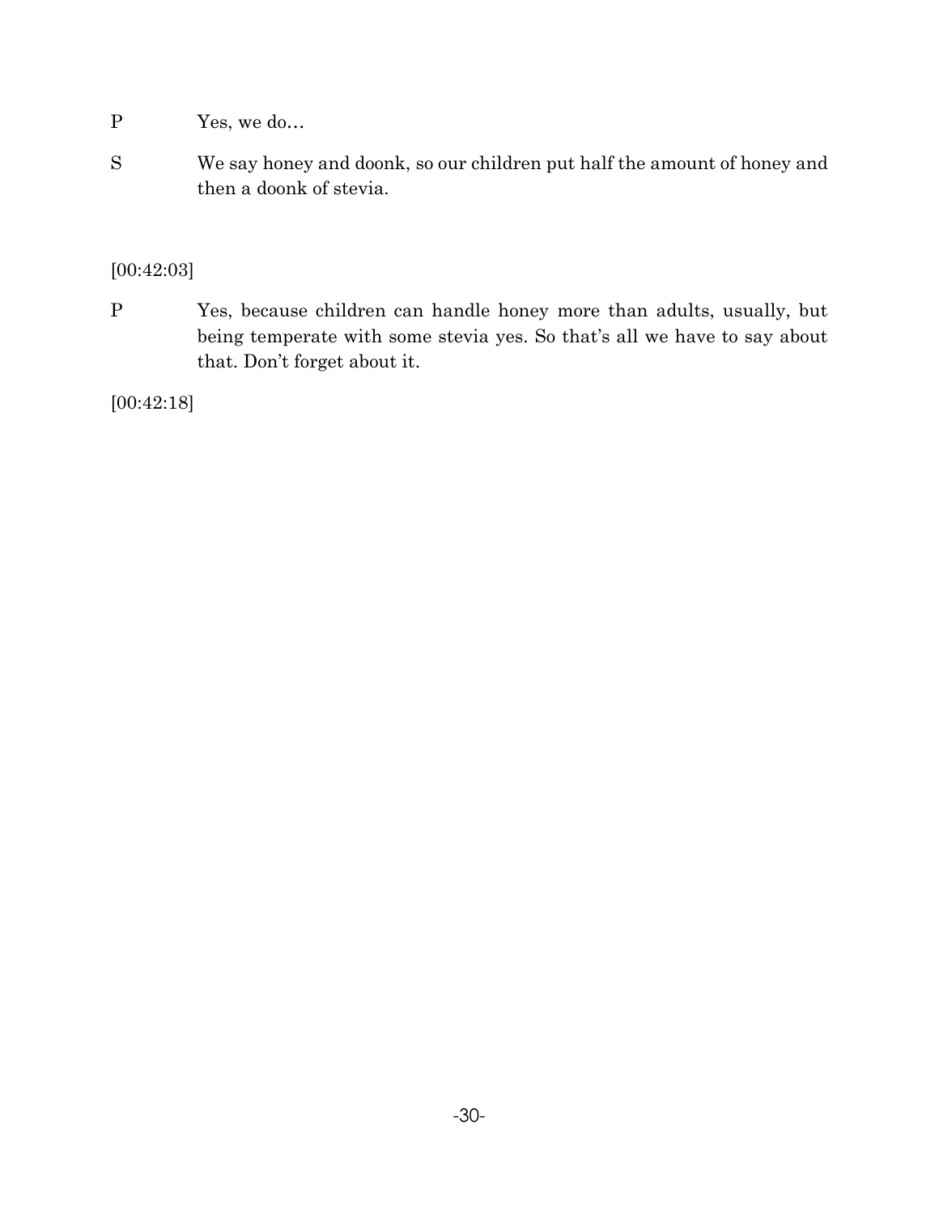P Yes, we do…

S We say honey and doonk, so our children put half the amount of honey and then a doonk of stevia.

[00:42:03]

P Yes, because children can handle honey more than adults, usually, but being temperate with some stevia yes. So that's all we have to say about that. Don't forget about it.

[00:42:18]